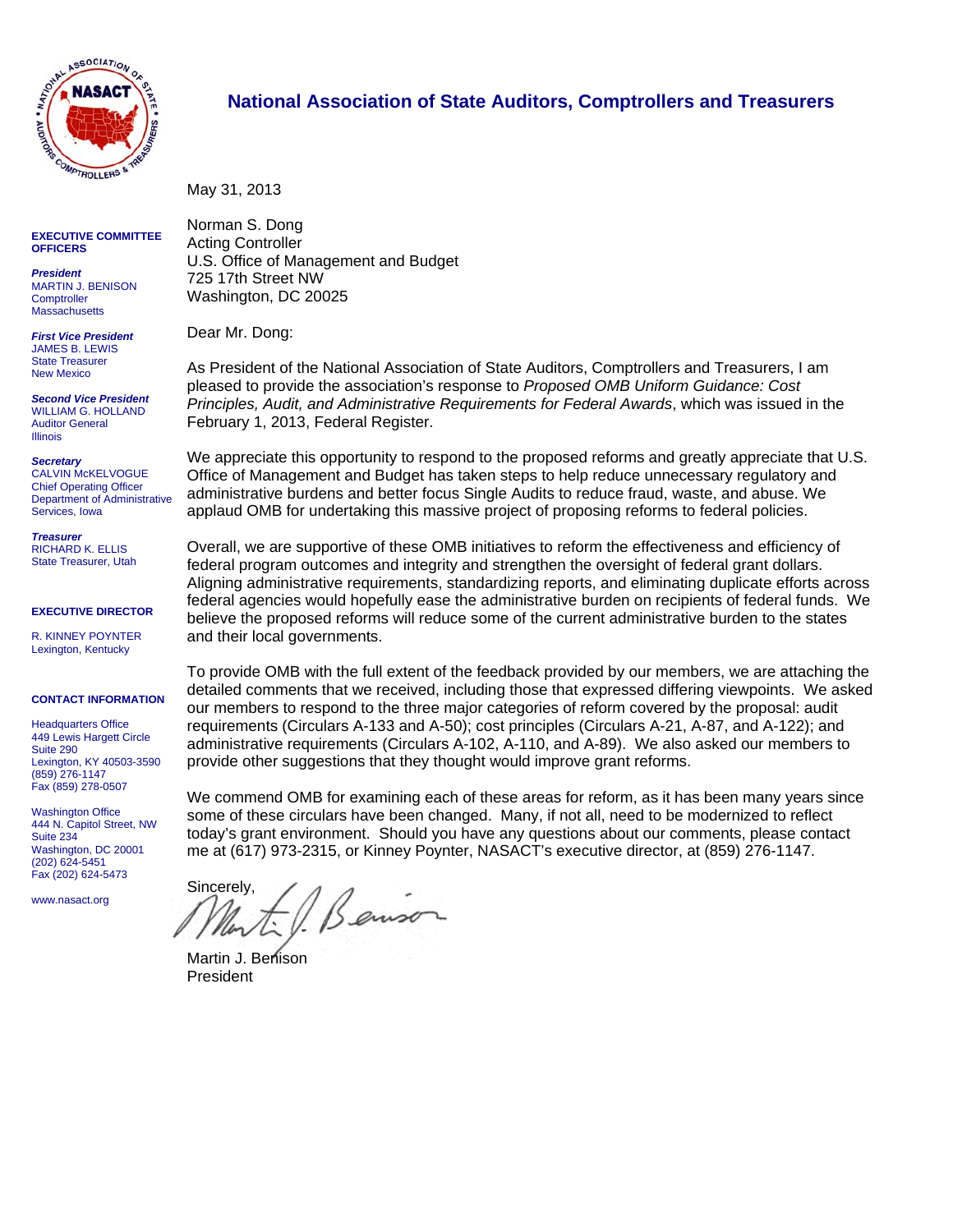# National Association of State Auditors, Comptrollers and Treasurers

**EXECUTIVE COMMITTEE OFFICERS**

***President***
MARTIN J. BENISON
Comptroller
Massachusetts

***First Vice President***
JAMES B. LEWIS
State Treasurer
New Mexico

***Second Vice President***
WILLIAM G. HOLLAND
Auditor General
Illinois

***Secretary***
CALVIN McKELVOGUE
Chief Operating Officer
Department of Administrative Services, Iowa

***Treasurer***
RICHARD K. ELLIS
State Treasurer, Utah

**EXECUTIVE DIRECTOR**

R. KINNEY POYNTER
Lexington, Kentucky

**CONTACT INFORMATION**

Headquarters Office
449 Lewis Hargett Circle
Suite 290
Lexington, KY 40503-3590
(859) 276-1147
Fax (859) 278-0507

Washington Office
444 N. Capitol Street, NW
Suite 234
Washington, DC 20001
(202) 624-5451
Fax (202) 624-5473

www.nasact.org

---

May 31, 2013

Norman S. Dong
Acting Controller
U.S. Office of Management and Budget
725 17th Street NW
Washington, DC 20025

Dear Mr. Dong:

As President of the National Association of State Auditors, Comptrollers and Treasurers, I am pleased to provide the association's response to *Proposed OMB Uniform Guidance: Cost Principles, Audit, and Administrative Requirements for Federal Awards*, which was issued in the February 1, 2013, Federal Register.

We appreciate this opportunity to respond to the proposed reforms and greatly appreciate that U.S. Office of Management and Budget has taken steps to help reduce unnecessary regulatory and administrative burdens and better focus Single Audits to reduce fraud, waste, and abuse. We applaud OMB for undertaking this massive project of proposing reforms to federal policies.

Overall, we are supportive of these OMB initiatives to reform the effectiveness and efficiency of federal program outcomes and integrity and strengthen the oversight of federal grant dollars. Aligning administrative requirements, standardizing reports, and eliminating duplicate efforts across federal agencies would hopefully ease the administrative burden on recipients of federal funds. We believe the proposed reforms will reduce some of the current administrative burden to the states and their local governments.

To provide OMB with the full extent of the feedback provided by our members, we are attaching the detailed comments that we received, including those that expressed differing viewpoints. We asked our members to respond to the three major categories of reform covered by the proposal: audit requirements (Circulars A-133 and A-50); cost principles (Circulars A-21, A-87, and A-122); and administrative requirements (Circulars A-102, A-110, and A-89). We also asked our members to provide other suggestions that they thought would improve grant reforms.

We commend OMB for examining each of these areas for reform, as it has been many years since some of these circulars have been changed. Many, if not all, need to be modernized to reflect today's grant environment. Should you have any questions about our comments, please contact me at (617) 973-2315, or Kinney Poynter, NASACT's executive director, at (859) 276-1147.

Sincerely,

Martin J. Benison
President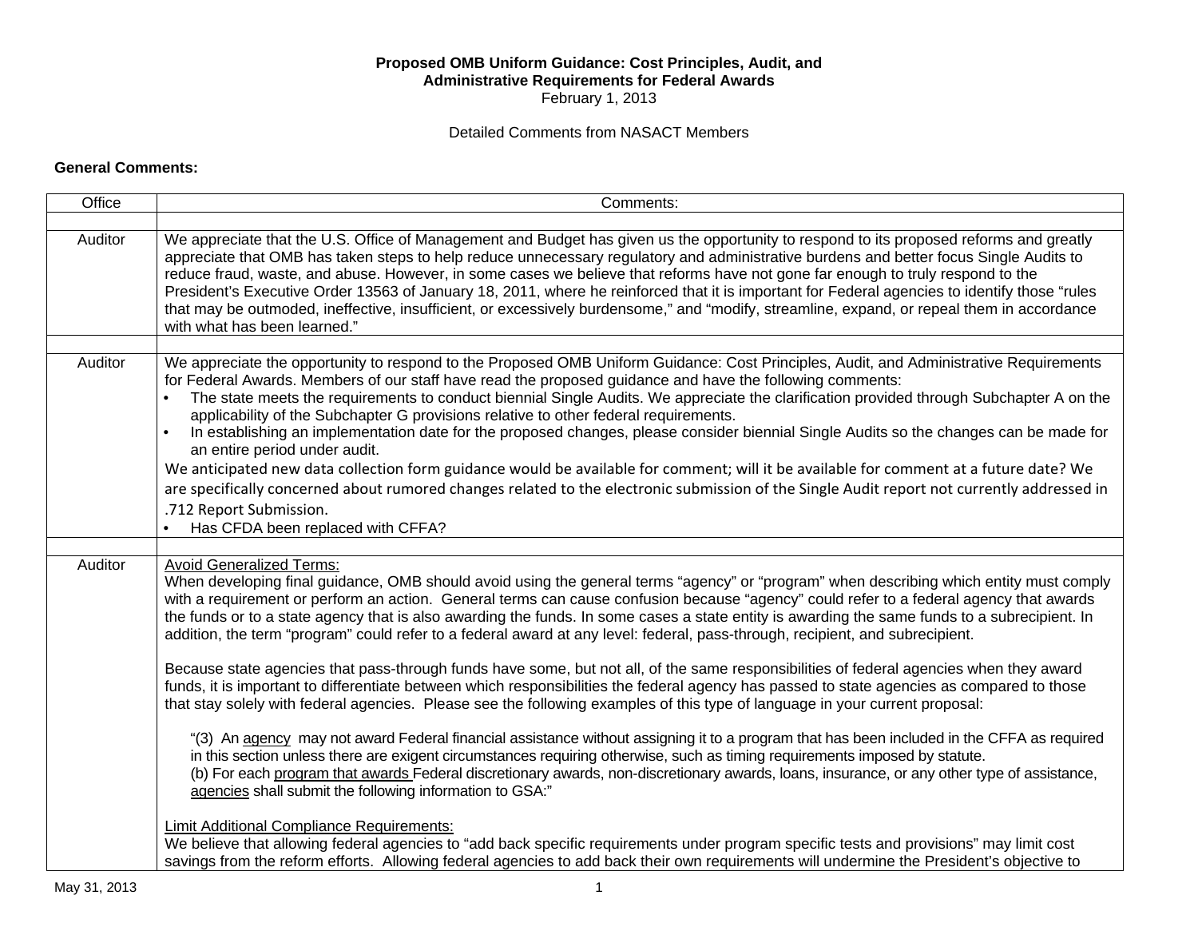**Proposed OMB Uniform Guidance: Cost Principles, Audit, and Administrative Requirements for Federal Awards**
February 1, 2013

Detailed Comments from NASACT Members

**General Comments:**

| Office | Comments: |
|---|---|
| | |
| Auditor | We appreciate that the U.S. Office of Management and Budget has given us the opportunity to respond to its proposed reforms and greatly appreciate that OMB has taken steps to help reduce unnecessary regulatory and administrative burdens and better focus Single Audits to reduce fraud, waste, and abuse. However, in some cases we believe that reforms have not gone far enough to truly respond to the President's Executive Order 13563 of January 18, 2011, where he reinforced that it is important for Federal agencies to identify those "rules that may be outmoded, ineffective, insufficient, or excessively burdensome," and "modify, streamline, expand, or repeal them in accordance with what has been learned." |
| | |
| Auditor | We appreciate the opportunity to respond to the Proposed OMB Uniform Guidance: Cost Principles, Audit, and Administrative Requirements for Federal Awards. Members of our staff have read the proposed guidance and have the following comments:<br>• The state meets the requirements to conduct biennial Single Audits. We appreciate the clarification provided through Subchapter A on the applicability of the Subchapter G provisions relative to other federal requirements.<br>• In establishing an implementation date for the proposed changes, please consider biennial Single Audits so the changes can be made for an entire period under audit.<br>We anticipated new data collection form guidance would be available for comment; will it be available for comment at a future date? We are specifically concerned about rumored changes related to the electronic submission of the Single Audit report not currently addressed in .712 Report Submission.<br>• Has CFDA been replaced with CFFA? |
| | |
| Auditor | <u>Avoid Generalized Terms:</u><br>When developing final guidance, OMB should avoid using the general terms "agency" or "program" when describing which entity must comply with a requirement or perform an action. General terms can cause confusion because "agency" could refer to a federal agency that awards the funds or to a state agency that is also awarding the funds. In some cases a state entity is awarding the same funds to a subrecipient. In addition, the term "program" could refer to a federal award at any level: federal, pass-through, recipient, and subrecipient.<br><br>Because state agencies that pass-through funds have some, but not all, of the same responsibilities of federal agencies when they award funds, it is important to differentiate between which responsibilities the federal agency has passed to state agencies as compared to those that stay solely with federal agencies. Please see the following examples of this type of language in your current proposal:<br><br>"(3) An <u>agency</u> may not award Federal financial assistance without assigning it to a program that has been included in the CFFA as required in this section unless there are exigent circumstances requiring otherwise, such as timing requirements imposed by statute.<br>(b) For each <u>program that awards</u> Federal discretionary awards, non-discretionary awards, loans, insurance, or any other type of assistance, <u>agencies</u> shall submit the following information to GSA:"<br><br><u>Limit Additional Compliance Requirements:</u><br>We believe that allowing federal agencies to "add back specific requirements under program specific tests and provisions" may limit cost savings from the reform efforts. Allowing federal agencies to add back their own requirements will undermine the President's objective to |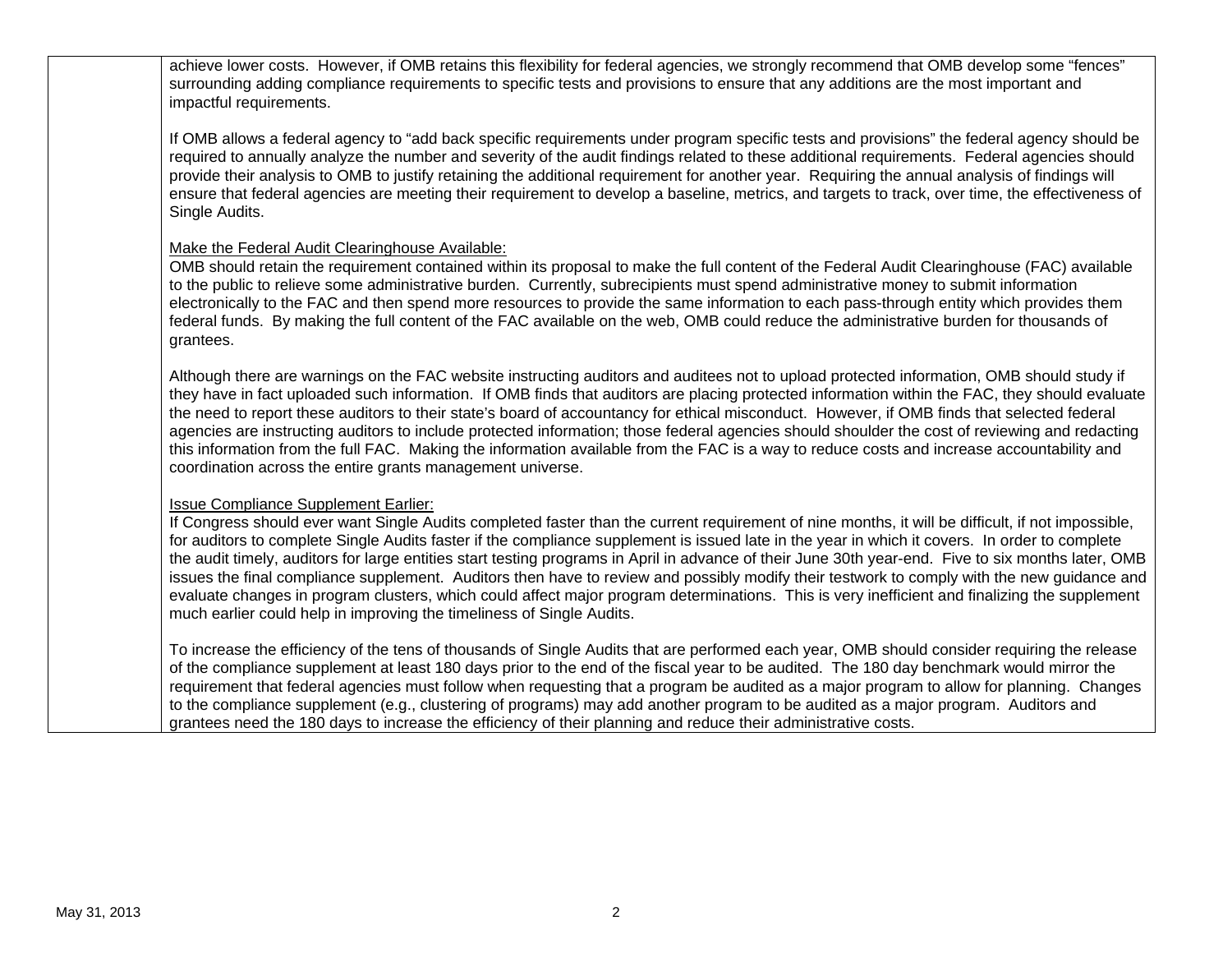achieve lower costs. However, if OMB retains this flexibility for federal agencies, we strongly recommend that OMB develop some "fences" surrounding adding compliance requirements to specific tests and provisions to ensure that any additions are the most important and impactful requirements.

If OMB allows a federal agency to "add back specific requirements under program specific tests and provisions" the federal agency should be required to annually analyze the number and severity of the audit findings related to these additional requirements. Federal agencies should provide their analysis to OMB to justify retaining the additional requirement for another year. Requiring the annual analysis of findings will ensure that federal agencies are meeting their requirement to develop a baseline, metrics, and targets to track, over time, the effectiveness of Single Audits.

<u>Make the Federal Audit Clearinghouse Available:</u>

OMB should retain the requirement contained within its proposal to make the full content of the Federal Audit Clearinghouse (FAC) available to the public to relieve some administrative burden. Currently, subrecipients must spend administrative money to submit information electronically to the FAC and then spend more resources to provide the same information to each pass-through entity which provides them federal funds. By making the full content of the FAC available on the web, OMB could reduce the administrative burden for thousands of grantees.

Although there are warnings on the FAC website instructing auditors and auditees not to upload protected information, OMB should study if they have in fact uploaded such information. If OMB finds that auditors are placing protected information within the FAC, they should evaluate the need to report these auditors to their state's board of accountancy for ethical misconduct. However, if OMB finds that selected federal agencies are instructing auditors to include protected information; those federal agencies should shoulder the cost of reviewing and redacting this information from the full FAC. Making the information available from the FAC is a way to reduce costs and increase accountability and coordination across the entire grants management universe.

<u>Issue Compliance Supplement Earlier:</u>

If Congress should ever want Single Audits completed faster than the current requirement of nine months, it will be difficult, if not impossible, for auditors to complete Single Audits faster if the compliance supplement is issued late in the year in which it covers. In order to complete the audit timely, auditors for large entities start testing programs in April in advance of their June 30th year-end. Five to six months later, OMB issues the final compliance supplement. Auditors then have to review and possibly modify their testwork to comply with the new guidance and evaluate changes in program clusters, which could affect major program determinations. This is very inefficient and finalizing the supplement much earlier could help in improving the timeliness of Single Audits.

To increase the efficiency of the tens of thousands of Single Audits that are performed each year, OMB should consider requiring the release of the compliance supplement at least 180 days prior to the end of the fiscal year to be audited. The 180 day benchmark would mirror the requirement that federal agencies must follow when requesting that a program be audited as a major program to allow for planning. Changes to the compliance supplement (e.g., clustering of programs) may add another program to be audited as a major program. Auditors and grantees need the 180 days to increase the efficiency of their planning and reduce their administrative costs.

May 31, 2013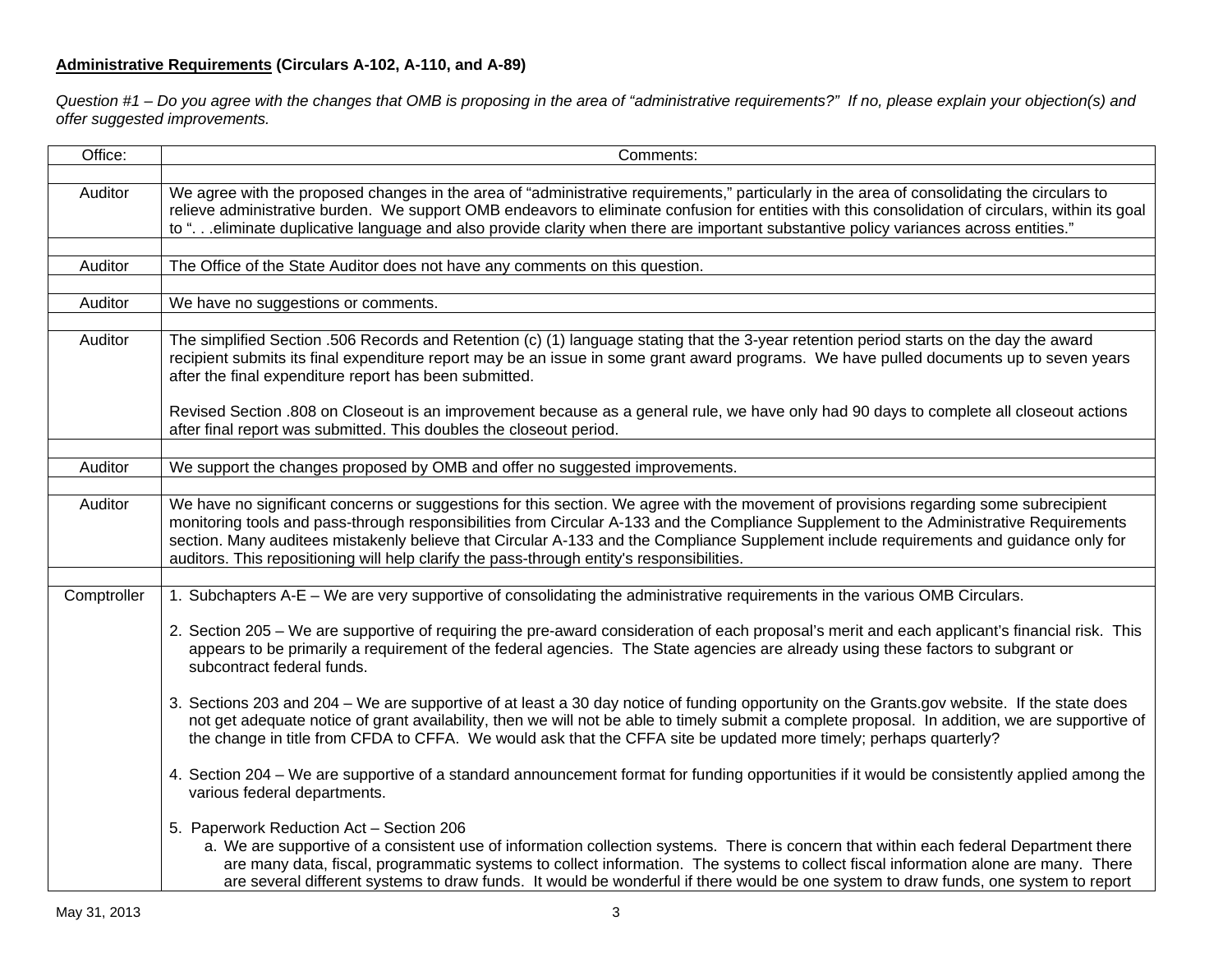**Administrative Requirements (Circulars A-102, A-110, and A-89)**

*Question #1 – Do you agree with the changes that OMB is proposing in the area of "administrative requirements?" If no, please explain your objection(s) and offer suggested improvements.*

| Office: | Comments: |
|---|---|
| | |
| Auditor | We agree with the proposed changes in the area of "administrative requirements," particularly in the area of consolidating the circulars to relieve administrative burden. We support OMB endeavors to eliminate confusion for entities with this consolidation of circulars, within its goal to ". . .eliminate duplicative language and also provide clarity when there are important substantive policy variances across entities." |
| | |
| Auditor | The Office of the State Auditor does not have any comments on this question. |
| | |
| Auditor | We have no suggestions or comments. |
| | |
| Auditor | The simplified Section .506 Records and Retention (c) (1) language stating that the 3-year retention period starts on the day the award recipient submits its final expenditure report may be an issue in some grant award programs. We have pulled documents up to seven years after the final expenditure report has been submitted.<br><br>Revised Section .808 on Closeout is an improvement because as a general rule, we have only had 90 days to complete all closeout actions after final report was submitted. This doubles the closeout period. |
| | |
| Auditor | We support the changes proposed by OMB and offer no suggested improvements. |
| | |
| Auditor | We have no significant concerns or suggestions for this section. We agree with the movement of provisions regarding some subrecipient monitoring tools and pass-through responsibilities from Circular A-133 and the Compliance Supplement to the Administrative Requirements section. Many auditees mistakenly believe that Circular A-133 and the Compliance Supplement include requirements and guidance only for auditors. This repositioning will help clarify the pass-through entity's responsibilities. |
| | |
| Comptroller | 1. Subchapters A-E – We are very supportive of consolidating the administrative requirements in the various OMB Circulars.<br><br>2. Section 205 – We are supportive of requiring the pre-award consideration of each proposal's merit and each applicant's financial risk. This appears to be primarily a requirement of the federal agencies. The State agencies are already using these factors to subgrant or subcontract federal funds.<br><br>3. Sections 203 and 204 – We are supportive of at least a 30 day notice of funding opportunity on the Grants.gov website. If the state does not get adequate notice of grant availability, then we will not be able to timely submit a complete proposal. In addition, we are supportive of the change in title from CFDA to CFFA. We would ask that the CFFA site be updated more timely; perhaps quarterly?<br><br>4. Section 204 – We are supportive of a standard announcement format for funding opportunities if it would be consistently applied among the various federal departments.<br><br>5. Paperwork Reduction Act – Section 206<br>a. We are supportive of a consistent use of information collection systems. There is concern that within each federal Department there are many data, fiscal, programmatic systems to collect information. The systems to collect fiscal information alone are many. There are several different systems to draw funds. It would be wonderful if there would be one system to draw funds, one system to report |

May 31, 2013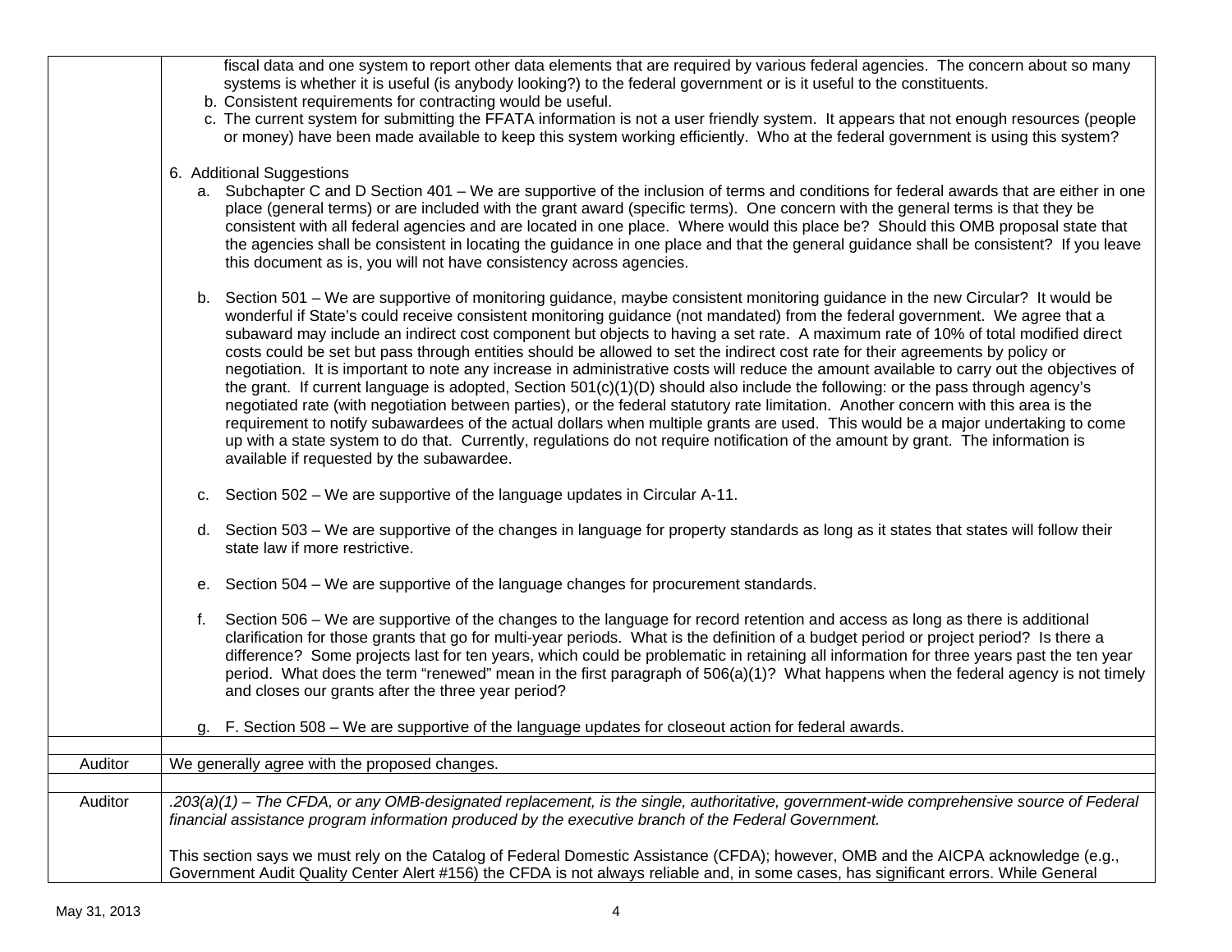| | |
|---|---|
| | fiscal data and one system to report other data elements that are required by various federal agencies. The concern about so many systems is whether it is useful (is anybody looking?) to the federal government or is it useful to the constituents.<br>b. Consistent requirements for contracting would be useful.<br>c. The current system for submitting the FFATA information is not a user friendly system. It appears that not enough resources (people or money) have been made available to keep this system working efficiently. Who at the federal government is using this system?<br><br>6. Additional Suggestions<br>a. Subchapter C and D Section 401 – We are supportive of the inclusion of terms and conditions for federal awards that are either in one place (general terms) or are included with the grant award (specific terms). One concern with the general terms is that they be consistent with all federal agencies and are located in one place. Where would this place be? Should this OMB proposal state that the agencies shall be consistent in locating the guidance in one place and that the general guidance shall be consistent? If you leave this document as is, you will not have consistency across agencies.<br><br>b. Section 501 – We are supportive of monitoring guidance, maybe consistent monitoring guidance in the new Circular? It would be wonderful if State's could receive consistent monitoring guidance (not mandated) from the federal government. We agree that a subaward may include an indirect cost component but objects to having a set rate. A maximum rate of 10% of total modified direct costs could be set but pass through entities should be allowed to set the indirect cost rate for their agreements by policy or negotiation. It is important to note any increase in administrative costs will reduce the amount available to carry out the objectives of the grant. If current language is adopted, Section 501(c)(1)(D) should also include the following: or the pass through agency's negotiated rate (with negotiation between parties), or the federal statutory rate limitation. Another concern with this area is the requirement to notify subawardees of the actual dollars when multiple grants are used. This would be a major undertaking to come up with a state system to do that. Currently, regulations do not require notification of the amount by grant. The information is available if requested by the subawardee.<br><br>c. Section 502 – We are supportive of the language updates in Circular A-11.<br><br>d. Section 503 – We are supportive of the changes in language for property standards as long as it states that states will follow their state law if more restrictive.<br><br>e. Section 504 – We are supportive of the language changes for procurement standards.<br><br>f. Section 506 – We are supportive of the changes to the language for record retention and access as long as there is additional clarification for those grants that go for multi-year periods. What is the definition of a budget period or project period? Is there a difference? Some projects last for ten years, which could be problematic in retaining all information for three years past the ten year period. What does the term "renewed" mean in the first paragraph of 506(a)(1)? What happens when the federal agency is not timely and closes our grants after the three year period?<br><br>g. F. Section 508 – We are supportive of the language updates for closeout action for federal awards. |
| | |
| Auditor | We generally agree with the proposed changes. |
| | |
| Auditor | *.203(a)(1) – The CFDA, or any OMB-designated replacement, is the single, authoritative, government-wide comprehensive source of Federal financial assistance program information produced by the executive branch of the Federal Government.*<br><br>This section says we must rely on the Catalog of Federal Domestic Assistance (CFDA); however, OMB and the AICPA acknowledge (e.g., Government Audit Quality Center Alert #156) the CFDA is not always reliable and, in some cases, has significant errors. While General |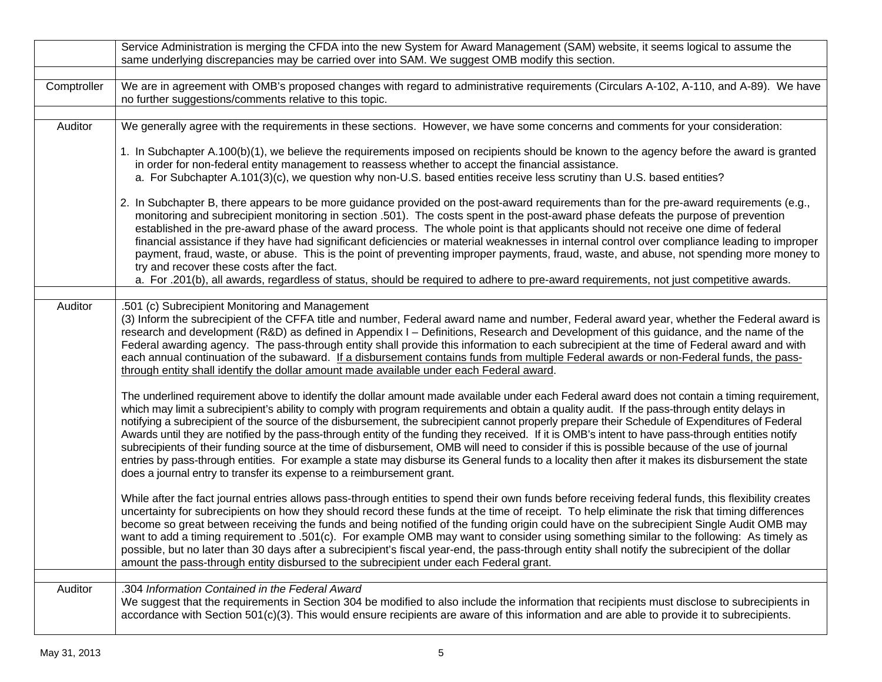|  |  |
|---|---|
|  | Service Administration is merging the CFDA into the new System for Award Management (SAM) website, it seems logical to assume the same underlying discrepancies may be carried over into SAM. We suggest OMB modify this section. |
|  |  |
| Comptroller | We are in agreement with OMB's proposed changes with regard to administrative requirements (Circulars A-102, A-110, and A-89). We have no further suggestions/comments relative to this topic. |
|  |  |
| Auditor | We generally agree with the requirements in these sections. However, we have some concerns and comments for your consideration:<br><br>1. In Subchapter A.100(b)(1), we believe the requirements imposed on recipients should be known to the agency before the award is granted in order for non-federal entity management to reassess whether to accept the financial assistance.<br>a. For Subchapter A.101(3)(c), we question why non-U.S. based entities receive less scrutiny than U.S. based entities?<br><br>2. In Subchapter B, there appears to be more guidance provided on the post-award requirements than for the pre-award requirements (e.g., monitoring and subrecipient monitoring in section .501). The costs spent in the post-award phase defeats the purpose of prevention established in the pre-award phase of the award process. The whole point is that applicants should not receive one dime of federal financial assistance if they have had significant deficiencies or material weaknesses in internal control over compliance leading to improper payment, fraud, waste, or abuse. This is the point of preventing improper payments, fraud, waste, and abuse, not spending more money to try and recover these costs after the fact.<br>a. For .201(b), all awards, regardless of status, should be required to adhere to pre-award requirements, not just competitive awards. |
|  |  |
| Auditor | .501 (c) Subrecipient Monitoring and Management<br>(3) Inform the subrecipient of the CFFA title and number, Federal award name and number, Federal award year, whether the Federal award is research and development (R&D) as defined in Appendix I – Definitions, Research and Development of this guidance, and the name of the Federal awarding agency. The pass-through entity shall provide this information to each subrecipient at the time of Federal award and with each annual continuation of the subaward. <u>If a disbursement contains funds from multiple Federal awards or non-Federal funds, the pass-through entity shall identify the dollar amount made available under each Federal award</u>.<br><br>The underlined requirement above to identify the dollar amount made available under each Federal award does not contain a timing requirement, which may limit a subrecipient's ability to comply with program requirements and obtain a quality audit. If the pass-through entity delays in notifying a subrecipient of the source of the disbursement, the subrecipient cannot properly prepare their Schedule of Expenditures of Federal Awards until they are notified by the pass-through entity of the funding they received. If it is OMB's intent to have pass-through entities notify subrecipients of their funding source at the time of disbursement, OMB will need to consider if this is possible because of the use of journal entries by pass-through entities. For example a state may disburse its General funds to a locality then after it makes its disbursement the state does a journal entry to transfer its expense to a reimbursement grant.<br><br>While after the fact journal entries allows pass-through entities to spend their own funds before receiving federal funds, this flexibility creates uncertainty for subrecipients on how they should record these funds at the time of receipt. To help eliminate the risk that timing differences become so great between receiving the funds and being notified of the funding origin could have on the subrecipient Single Audit OMB may want to add a timing requirement to .501(c). For example OMB may want to consider using something similar to the following: As timely as possible, but no later than 30 days after a subrecipient's fiscal year-end, the pass-through entity shall notify the subrecipient of the dollar amount the pass-through entity disbursed to the subrecipient under each Federal grant. |
|  |  |
| Auditor | .304 *Information Contained in the Federal Award*<br>We suggest that the requirements in Section 304 be modified to also include the information that recipients must disclose to subrecipients in accordance with Section 501(c)(3). This would ensure recipients are aware of this information and are able to provide it to subrecipients. |

May 31, 2013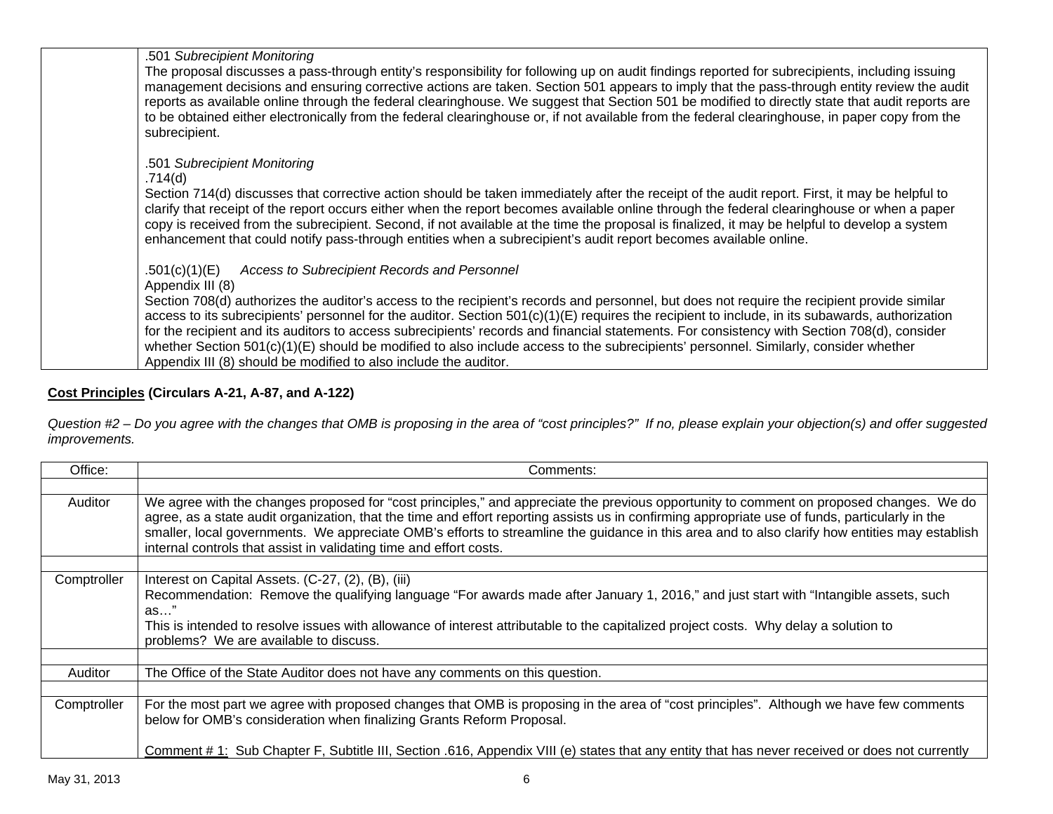| | |
|---|---|
| | .501 *Subrecipient Monitoring*<br>The proposal discusses a pass-through entity's responsibility for following up on audit findings reported for subrecipients, including issuing management decisions and ensuring corrective actions are taken. Section 501 appears to imply that the pass-through entity review the audit reports as available online through the federal clearinghouse. We suggest that Section 501 be modified to directly state that audit reports are to be obtained either electronically from the federal clearinghouse or, if not available from the federal clearinghouse, in paper copy from the subrecipient.<br><br>.501 *Subrecipient Monitoring*<br>.714(d)<br>Section 714(d) discusses that corrective action should be taken immediately after the receipt of the audit report. First, it may be helpful to clarify that receipt of the report occurs either when the report becomes available online through the federal clearinghouse or when a paper copy is received from the subrecipient. Second, if not available at the time the proposal is finalized, it may be helpful to develop a system enhancement that could notify pass-through entities when a subrecipient's audit report becomes available online.<br><br>.501(c)(1)(E) *Access to Subrecipient Records and Personnel*<br>Appendix III (8)<br>Section 708(d) authorizes the auditor's access to the recipient's records and personnel, but does not require the recipient provide similar access to its subrecipients' personnel for the auditor. Section 501(c)(1)(E) requires the recipient to include, in its subawards, authorization for the recipient and its auditors to access subrecipients' records and financial statements. For consistency with Section 708(d), consider whether Section 501(c)(1)(E) should be modified to also include access to the subrecipients' personnel. Similarly, consider whether Appendix III (8) should be modified to also include the auditor. |

**Cost Principles** **(Circulars A-21, A-87, and A-122)**

*Question #2 – Do you agree with the changes that OMB is proposing in the area of "cost principles?" If no, please explain your objection(s) and offer suggested improvements.*

| Office: | Comments: |
|---|---|
| | |
| Auditor | We agree with the changes proposed for "cost principles," and appreciate the previous opportunity to comment on proposed changes. We do agree, as a state audit organization, that the time and effort reporting assists us in confirming appropriate use of funds, particularly in the smaller, local governments. We appreciate OMB's efforts to streamline the guidance in this area and to also clarify how entities may establish internal controls that assist in validating time and effort costs. |
| | |
| Comptroller | Interest on Capital Assets. (C-27, (2), (B), (iii)<br>Recommendation: Remove the qualifying language "For awards made after January 1, 2016," and just start with "Intangible assets, such as…"<br>This is intended to resolve issues with allowance of interest attributable to the capitalized project costs. Why delay a solution to problems? We are available to discuss. |
| | |
| Auditor | The Office of the State Auditor does not have any comments on this question. |
| | |
| Comptroller | For the most part we agree with proposed changes that OMB is proposing in the area of "cost principles". Although we have few comments below for OMB's consideration when finalizing Grants Reform Proposal.<br><br><u>Comment # 1:</u> Sub Chapter F, Subtitle III, Section .616, Appendix VIII (e) states that any entity that has never received or does not currently |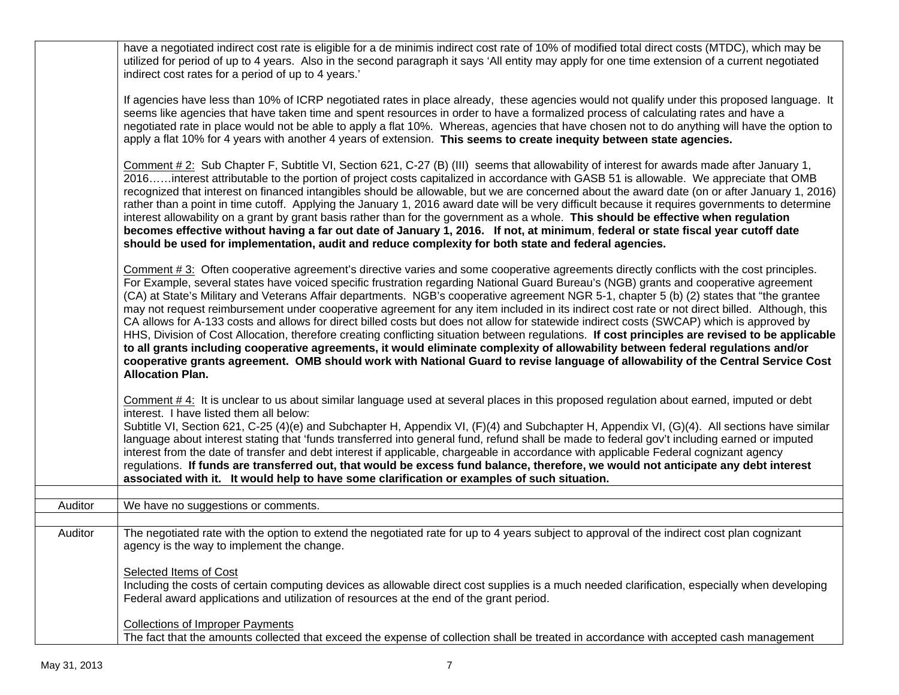| | |
|---|---|
| | have a negotiated indirect cost rate is eligible for a de minimis indirect cost rate of 10% of modified total direct costs (MTDC), which may be utilized for period of up to 4 years. Also in the second paragraph it says 'All entity may apply for one time extension of a current negotiated indirect cost rates for a period of up to 4 years.'<br><br>If agencies have less than 10% of ICRP negotiated rates in place already, these agencies would not qualify under this proposed language. It seems like agencies that have taken time and spent resources in order to have a formalized process of calculating rates and have a negotiated rate in place would not be able to apply a flat 10%. Whereas, agencies that have chosen not to do anything will have the option to apply a flat 10% for 4 years with another 4 years of extension. **This seems to create inequity between state agencies.**<br><br>Comment # 2: Sub Chapter F, Subtitle VI, Section 621, C-27 (B) (III) seems that allowability of interest for awards made after January 1, 2016……interest attributable to the portion of project costs capitalized in accordance with GASB 51 is allowable. We appreciate that OMB recognized that interest on financed intangibles should be allowable, but we are concerned about the award date (on or after January 1, 2016) rather than a point in time cutoff. Applying the January 1, 2016 award date will be very difficult because it requires governments to determine interest allowability on a grant by grant basis rather than for the government as a whole. **This should be effective when regulation becomes effective without having a far out date of January 1, 2016. If not, at minimum, federal or state fiscal year cutoff date should be used for implementation, audit and reduce complexity for both state and federal agencies.**<br><br>Comment # 3: Often cooperative agreement's directive varies and some cooperative agreements directly conflicts with the cost principles. For Example, several states have voiced specific frustration regarding National Guard Bureau's (NGB) grants and cooperative agreement (CA) at State's Military and Veterans Affair departments. NGB's cooperative agreement NGR 5-1, chapter 5 (b) (2) states that "the grantee may not request reimbursement under cooperative agreement for any item included in its indirect cost rate or not direct billed. Although, this CA allows for A-133 costs and allows for direct billed costs but does not allow for statewide indirect costs (SWCAP) which is approved by HHS, Division of Cost Allocation, therefore creating conflicting situation between regulations. **If cost principles are revised to be applicable to all grants including cooperative agreements, it would eliminate complexity of allowability between federal regulations and/or cooperative grants agreement. OMB should work with National Guard to revise language of allowability of the Central Service Cost Allocation Plan.**<br><br>Comment # 4: It is unclear to us about similar language used at several places in this proposed regulation about earned, imputed or debt interest. I have listed them all below:<br>Subtitle VI, Section 621, C-25 (4)(e) and Subchapter H, Appendix VI, (F)(4) and Subchapter H, Appendix VI, (G)(4). All sections have similar language about interest stating that 'funds transferred into general fund, refund shall be made to federal gov't including earned or imputed interest from the date of transfer and debt interest if applicable, chargeable in accordance with applicable Federal cognizant agency regulations. **If funds are transferred out, that would be excess fund balance, therefore, we would not anticipate any debt interest associated with it. It would help to have some clarification or examples of such situation.** |
| | |
| Auditor | We have no suggestions or comments. |
| | |
| Auditor | The negotiated rate with the option to extend the negotiated rate for up to 4 years subject to approval of the indirect cost plan cognizant agency is the way to implement the change.<br><br>Selected Items of Cost<br>Including the costs of certain computing devices as allowable direct cost supplies is a much needed clarification, especially when developing Federal award applications and utilization of resources at the end of the grant period.<br><br>Collections of Improper Payments<br>The fact that the amounts collected that exceed the expense of collection shall be treated in accordance with accepted cash management |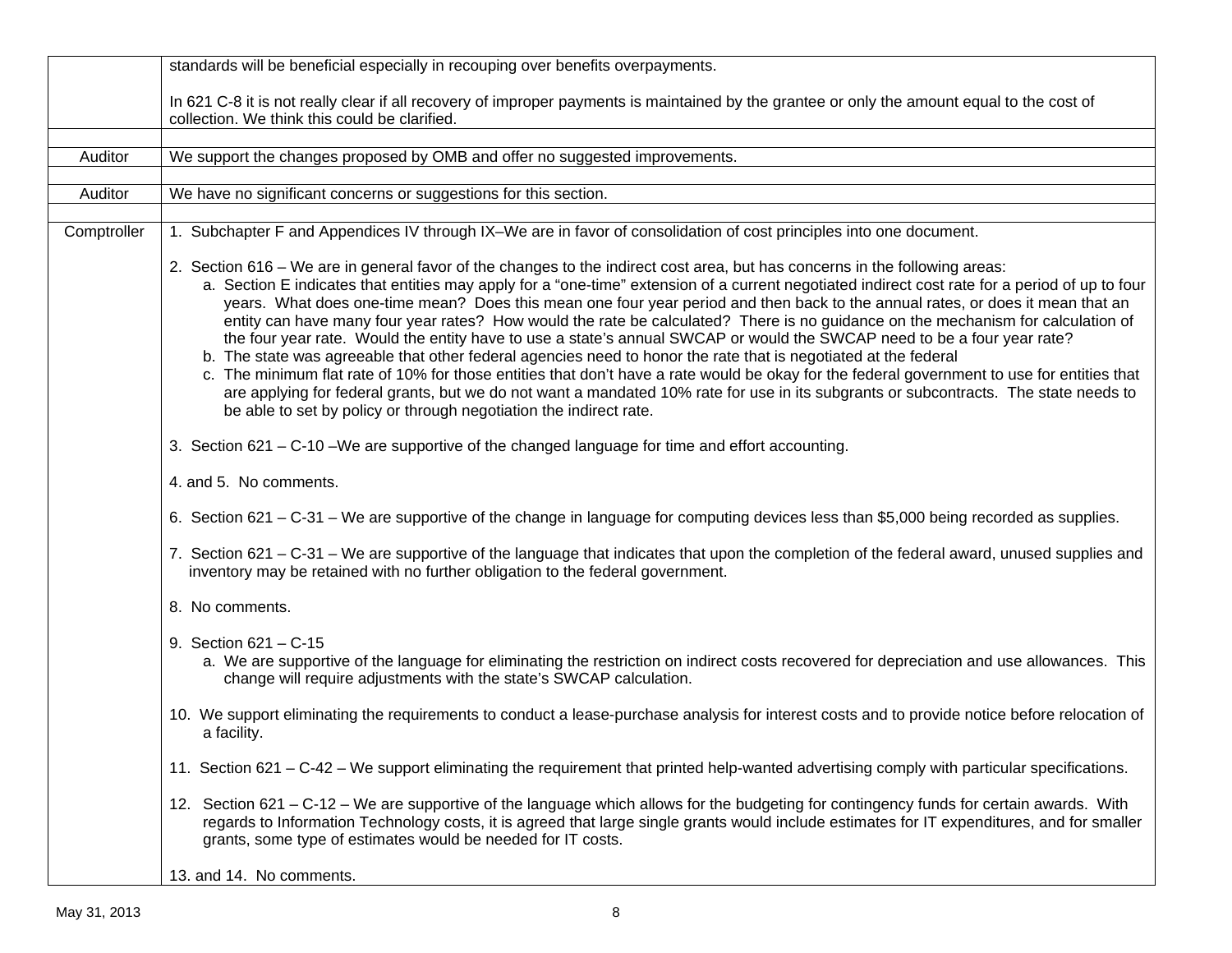| | |
|---|---|
| | standards will be beneficial especially in recouping over benefits overpayments.<br><br>In 621 C-8 it is not really clear if all recovery of improper payments is maintained by the grantee or only the amount equal to the cost of collection. We think this could be clarified. |
| | |
| Auditor | We support the changes proposed by OMB and offer no suggested improvements. |
| | |
| Auditor | We have no significant concerns or suggestions for this section. |
| | |
| Comptroller | 1. Subchapter F and Appendices IV through IX–We are in favor of consolidation of cost principles into one document.<br><br>2. Section 616 – We are in general favor of the changes to the indirect cost area, but has concerns in the following areas:<br>a. Section E indicates that entities may apply for a "one-time" extension of a current negotiated indirect cost rate for a period of up to four years. What does one-time mean? Does this mean one four year period and then back to the annual rates, or does it mean that an entity can have many four year rates? How would the rate be calculated? There is no guidance on the mechanism for calculation of the four year rate. Would the entity have to use a state's annual SWCAP or would the SWCAP need to be a four year rate?<br>b. The state was agreeable that other federal agencies need to honor the rate that is negotiated at the federal<br>c. The minimum flat rate of 10% for those entities that don't have a rate would be okay for the federal government to use for entities that are applying for federal grants, but we do not want a mandated 10% rate for use in its subgrants or subcontracts. The state needs to be able to set by policy or through negotiation the indirect rate.<br><br>3. Section 621 – C-10 –We are supportive of the changed language for time and effort accounting.<br><br>4. and 5. No comments.<br><br>6. Section 621 – C-31 – We are supportive of the change in language for computing devices less than $5,000 being recorded as supplies.<br><br>7. Section 621 – C-31 – We are supportive of the language that indicates that upon the completion of the federal award, unused supplies and inventory may be retained with no further obligation to the federal government.<br><br>8. No comments.<br><br>9. Section 621 – C-15<br>a. We are supportive of the language for eliminating the restriction on indirect costs recovered for depreciation and use allowances. This change will require adjustments with the state's SWCAP calculation.<br><br>10. We support eliminating the requirements to conduct a lease-purchase analysis for interest costs and to provide notice before relocation of a facility.<br><br>11. Section 621 – C-42 – We support eliminating the requirement that printed help-wanted advertising comply with particular specifications.<br><br>12. Section 621 – C-12 – We are supportive of the language which allows for the budgeting for contingency funds for certain awards. With regards to Information Technology costs, it is agreed that large single grants would include estimates for IT expenditures, and for smaller grants, some type of estimates would be needed for IT costs.<br><br>13. and 14. No comments. |

May 31, 2013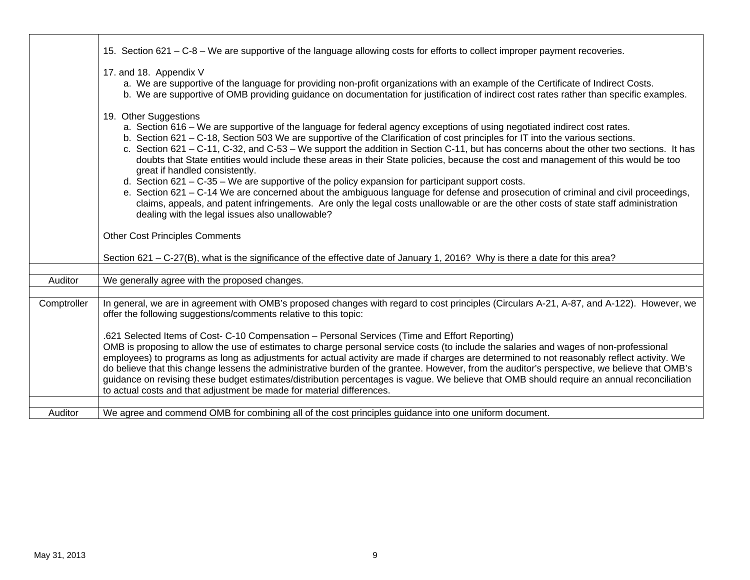| | |
|---|---|
| | 15. Section 621 – C-8 – We are supportive of the language allowing costs for efforts to collect improper payment recoveries.<br><br>17. and 18. Appendix V<br>a. We are supportive of the language for providing non-profit organizations with an example of the Certificate of Indirect Costs.<br>b. We are supportive of OMB providing guidance on documentation for justification of indirect cost rates rather than specific examples.<br><br>19. Other Suggestions<br>a. Section 616 – We are supportive of the language for federal agency exceptions of using negotiated indirect cost rates.<br>b. Section 621 – C-18, Section 503 We are supportive of the Clarification of cost principles for IT into the various sections.<br>c. Section 621 – C-11, C-32, and C-53 – We support the addition in Section C-11, but has concerns about the other two sections. It has doubts that State entities would include these areas in their State policies, because the cost and management of this would be too great if handled consistently.<br>d. Section 621 – C-35 – We are supportive of the policy expansion for participant support costs.<br>e. Section 621 – C-14 We are concerned about the ambiguous language for defense and prosecution of criminal and civil proceedings, claims, appeals, and patent infringements. Are only the legal costs unallowable or are the other costs of state staff administration dealing with the legal issues also unallowable?<br><br>Other Cost Principles Comments<br><br>Section 621 – C-27(B), what is the significance of the effective date of January 1, 2016? Why is there a date for this area? |
| | |
| Auditor | We generally agree with the proposed changes. |
| | |
| Comptroller | In general, we are in agreement with OMB's proposed changes with regard to cost principles (Circulars A-21, A-87, and A-122). However, we offer the following suggestions/comments relative to this topic:<br><br>.621 Selected Items of Cost- C-10 Compensation – Personal Services (Time and Effort Reporting)<br>OMB is proposing to allow the use of estimates to charge personal service costs (to include the salaries and wages of non-professional employees) to programs as long as adjustments for actual activity are made if charges are determined to not reasonably reflect activity. We do believe that this change lessens the administrative burden of the grantee. However, from the auditor's perspective, we believe that OMB's guidance on revising these budget estimates/distribution percentages is vague. We believe that OMB should require an annual reconciliation to actual costs and that adjustment be made for material differences. |
| | |
| Auditor | We agree and commend OMB for combining all of the cost principles guidance into one uniform document. |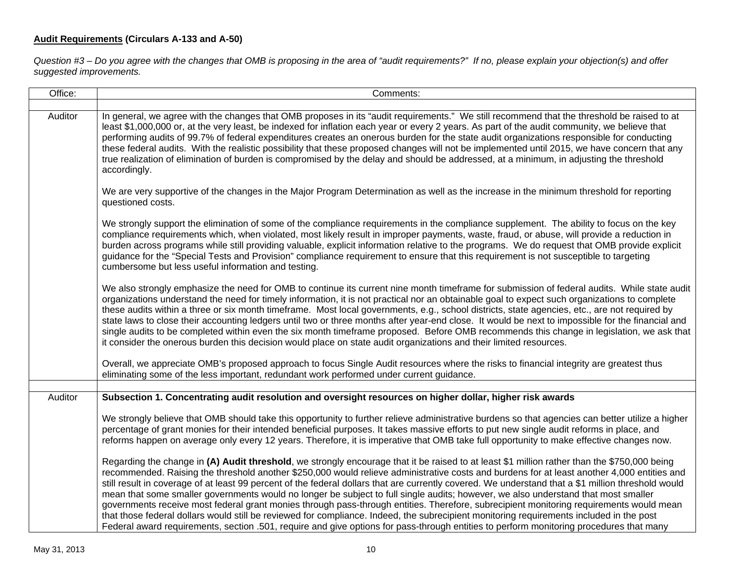**<u>Audit Requirements</u> (Circulars A-133 and A-50)**

*Question #3 – Do you agree with the changes that OMB is proposing in the area of "audit requirements?" If no, please explain your objection(s) and offer suggested improvements.*

| Office: | Comments: |
|---|---|
| | |
| Auditor | In general, we agree with the changes that OMB proposes in its "audit requirements." We still recommend that the threshold be raised to at least $1,000,000 or, at the very least, be indexed for inflation each year or every 2 years. As part of the audit community, we believe that performing audits of 99.7% of federal expenditures creates an onerous burden for the state audit organizations responsible for conducting these federal audits. With the realistic possibility that these proposed changes will not be implemented until 2015, we have concern that any true realization of elimination of burden is compromised by the delay and should be addressed, at a minimum, in adjusting the threshold accordingly.<br><br>We are very supportive of the changes in the Major Program Determination as well as the increase in the minimum threshold for reporting questioned costs.<br><br>We strongly support the elimination of some of the compliance requirements in the compliance supplement. The ability to focus on the key compliance requirements which, when violated, most likely result in improper payments, waste, fraud, or abuse, will provide a reduction in burden across programs while still providing valuable, explicit information relative to the programs. We do request that OMB provide explicit guidance for the "Special Tests and Provision" compliance requirement to ensure that this requirement is not susceptible to targeting cumbersome but less useful information and testing.<br><br>We also strongly emphasize the need for OMB to continue its current nine month timeframe for submission of federal audits. While state audit organizations understand the need for timely information, it is not practical nor an obtainable goal to expect such organizations to complete these audits within a three or six month timeframe. Most local governments, e.g., school districts, state agencies, etc., are not required by state laws to close their accounting ledgers until two or three months after year-end close. It would be next to impossible for the financial and single audits to be completed within even the six month timeframe proposed. Before OMB recommends this change in legislation, we ask that it consider the onerous burden this decision would place on state audit organizations and their limited resources.<br><br>Overall, we appreciate OMB's proposed approach to focus Single Audit resources where the risks to financial integrity are greatest thus eliminating some of the less important, redundant work performed under current guidance. |
| | |
| Auditor | **Subsection 1. Concentrating audit resolution and oversight resources on higher dollar, higher risk awards**<br><br>We strongly believe that OMB should take this opportunity to further relieve administrative burdens so that agencies can better utilize a higher percentage of grant monies for their intended beneficial purposes. It takes massive efforts to put new single audit reforms in place, and reforms happen on average only every 12 years. Therefore, it is imperative that OMB take full opportunity to make effective changes now.<br><br>Regarding the change in **(A) Audit threshold**, we strongly encourage that it be raised to at least $1 million rather than the $750,000 being recommended. Raising the threshold another $250,000 would relieve administrative costs and burdens for at least another 4,000 entities and still result in coverage of at least 99 percent of the federal dollars that are currently covered. We understand that a $1 million threshold would mean that some smaller governments would no longer be subject to full single audits; however, we also understand that most smaller governments receive most federal grant monies through pass-through entities. Therefore, subrecipient monitoring requirements would mean that those federal dollars would still be reviewed for compliance. Indeed, the subrecipient monitoring requirements included in the post Federal award requirements, section .501, require and give options for pass-through entities to perform monitoring procedures that many |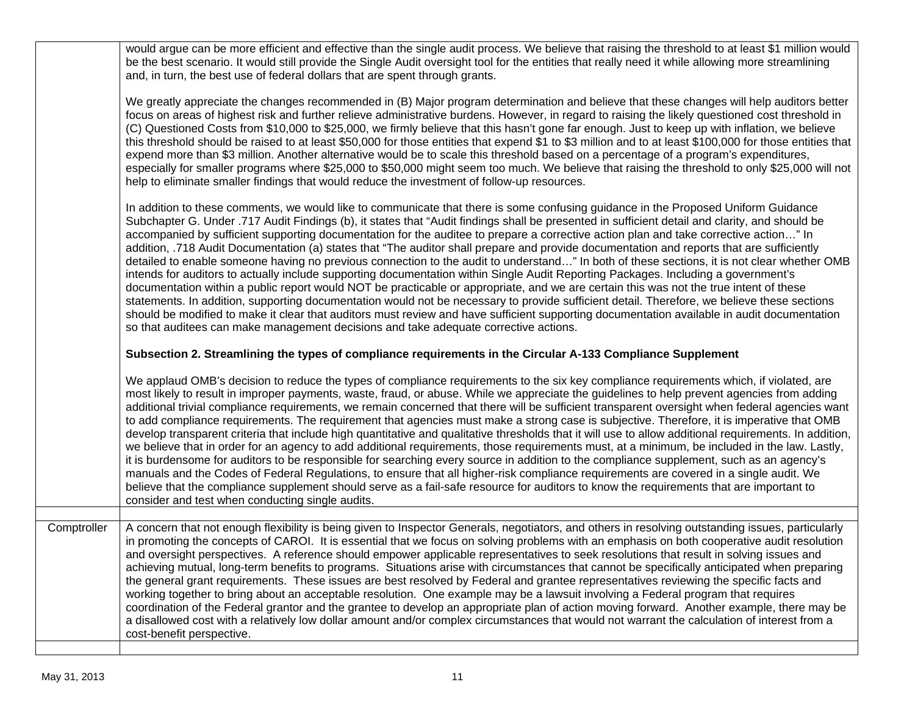| | |
|---|---|
| | would argue can be more efficient and effective than the single audit process. We believe that raising the threshold to at least $1 million would be the best scenario. It would still provide the Single Audit oversight tool for the entities that really need it while allowing more streamlining and, in turn, the best use of federal dollars that are spent through grants.<br><br>We greatly appreciate the changes recommended in (B) Major program determination and believe that these changes will help auditors better focus on areas of highest risk and further relieve administrative burdens. However, in regard to raising the likely questioned cost threshold in (C) Questioned Costs from $10,000 to $25,000, we firmly believe that this hasn't gone far enough. Just to keep up with inflation, we believe this threshold should be raised to at least $50,000 for those entities that expend $1 to $3 million and to at least $100,000 for those entities that expend more than $3 million. Another alternative would be to scale this threshold based on a percentage of a program's expenditures, especially for smaller programs where $25,000 to $50,000 might seem too much. We believe that raising the threshold to only $25,000 will not help to eliminate smaller findings that would reduce the investment of follow-up resources.<br><br>In addition to these comments, we would like to communicate that there is some confusing guidance in the Proposed Uniform Guidance Subchapter G. Under .717 Audit Findings (b), it states that "Audit findings shall be presented in sufficient detail and clarity, and should be accompanied by sufficient supporting documentation for the auditee to prepare a corrective action plan and take corrective action…" In addition, .718 Audit Documentation (a) states that "The auditor shall prepare and provide documentation and reports that are sufficiently detailed to enable someone having no previous connection to the audit to understand…" In both of these sections, it is not clear whether OMB intends for auditors to actually include supporting documentation within Single Audit Reporting Packages. Including a government's documentation within a public report would NOT be practicable or appropriate, and we are certain this was not the true intent of these statements. In addition, supporting documentation would not be necessary to provide sufficient detail. Therefore, we believe these sections should be modified to make it clear that auditors must review and have sufficient supporting documentation available in audit documentation so that auditees can make management decisions and take adequate corrective actions.<br><br>**Subsection 2. Streamlining the types of compliance requirements in the Circular A-133 Compliance Supplement**<br><br>We applaud OMB's decision to reduce the types of compliance requirements to the six key compliance requirements which, if violated, are most likely to result in improper payments, waste, fraud, or abuse. While we appreciate the guidelines to help prevent agencies from adding additional trivial compliance requirements, we remain concerned that there will be sufficient transparent oversight when federal agencies want to add compliance requirements. The requirement that agencies must make a strong case is subjective. Therefore, it is imperative that OMB develop transparent criteria that include high quantitative and qualitative thresholds that it will use to allow additional requirements. In addition, we believe that in order for an agency to add additional requirements, those requirements must, at a minimum, be included in the law. Lastly, it is burdensome for auditors to be responsible for searching every source in addition to the compliance supplement, such as an agency's manuals and the Codes of Federal Regulations, to ensure that all higher-risk compliance requirements are covered in a single audit. We believe that the compliance supplement should serve as a fail-safe resource for auditors to know the requirements that are important to consider and test when conducting single audits. |
| | |
| Comptroller | A concern that not enough flexibility is being given to Inspector Generals, negotiators, and others in resolving outstanding issues, particularly in promoting the concepts of CAROI. It is essential that we focus on solving problems with an emphasis on both cooperative audit resolution and oversight perspectives. A reference should empower applicable representatives to seek resolutions that result in solving issues and achieving mutual, long-term benefits to programs. Situations arise with circumstances that cannot be specifically anticipated when preparing the general grant requirements. These issues are best resolved by Federal and grantee representatives reviewing the specific facts and working together to bring about an acceptable resolution. One example may be a lawsuit involving a Federal program that requires coordination of the Federal grantor and the grantee to develop an appropriate plan of action moving forward. Another example, there may be a disallowed cost with a relatively low dollar amount and/or complex circumstances that would not warrant the calculation of interest from a cost-benefit perspective. |
| | |

May 31, 2013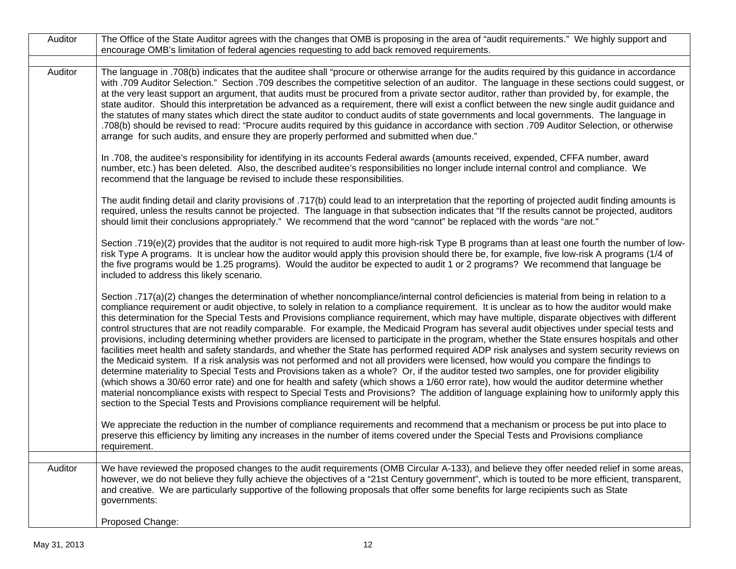| Auditor | The Office of the State Auditor agrees with the changes that OMB is proposing in the area of "audit requirements." We highly support and encourage OMB's limitation of federal agencies requesting to add back removed requirements. |
|---|---|
| | |
| Auditor | The language in .708(b) indicates that the auditee shall "procure or otherwise arrange for the audits required by this guidance in accordance with .709 Auditor Selection." Section .709 describes the competitive selection of an auditor. The language in these sections could suggest, or at the very least support an argument, that audits must be procured from a private sector auditor, rather than provided by, for example, the state auditor. Should this interpretation be advanced as a requirement, there will exist a conflict between the new single audit guidance and the statutes of many states which direct the state auditor to conduct audits of state governments and local governments. The language in .708(b) should be revised to read: "Procure audits required by this guidance in accordance with section .709 Auditor Selection, or otherwise arrange for such audits, and ensure they are properly performed and submitted when due."<br><br>In .708, the auditee's responsibility for identifying in its accounts Federal awards (amounts received, expended, CFFA number, award number, etc.) has been deleted. Also, the described auditee's responsibilities no longer include internal control and compliance. We recommend that the language be revised to include these responsibilities.<br><br>The audit finding detail and clarity provisions of .717(b) could lead to an interpretation that the reporting of projected audit finding amounts is required, unless the results cannot be projected. The language in that subsection indicates that "If the results cannot be projected, auditors should limit their conclusions appropriately." We recommend that the word "cannot" be replaced with the words "are not."<br><br>Section .719(e)(2) provides that the auditor is not required to audit more high-risk Type B programs than at least one fourth the number of low-risk Type A programs. It is unclear how the auditor would apply this provision should there be, for example, five low-risk A programs (1/4 of the five programs would be 1.25 programs). Would the auditor be expected to audit 1 or 2 programs? We recommend that language be included to address this likely scenario.<br><br>Section .717(a)(2) changes the determination of whether noncompliance/internal control deficiencies is material from being in relation to a compliance requirement or audit objective, to solely in relation to a compliance requirement. It is unclear as to how the auditor would make this determination for the Special Tests and Provisions compliance requirement, which may have multiple, disparate objectives with different control structures that are not readily comparable. For example, the Medicaid Program has several audit objectives under special tests and provisions, including determining whether providers are licensed to participate in the program, whether the State ensures hospitals and other facilities meet health and safety standards, and whether the State has performed required ADP risk analyses and system security reviews on the Medicaid system. If a risk analysis was not performed and not all providers were licensed, how would you compare the findings to determine materiality to Special Tests and Provisions taken as a whole? Or, if the auditor tested two samples, one for provider eligibility (which shows a 30/60 error rate) and one for health and safety (which shows a 1/60 error rate), how would the auditor determine whether material noncompliance exists with respect to Special Tests and Provisions? The addition of language explaining how to uniformly apply this section to the Special Tests and Provisions compliance requirement will be helpful.<br><br>We appreciate the reduction in the number of compliance requirements and recommend that a mechanism or process be put into place to preserve this efficiency by limiting any increases in the number of items covered under the Special Tests and Provisions compliance requirement. |
| | |
| Auditor | We have reviewed the proposed changes to the audit requirements (OMB Circular A-133), and believe they offer needed relief in some areas, however, we do not believe they fully achieve the objectives of a "21st Century government", which is touted to be more efficient, transparent, and creative. We are particularly supportive of the following proposals that offer some benefits for large recipients such as State governments:<br><br>Proposed Change: |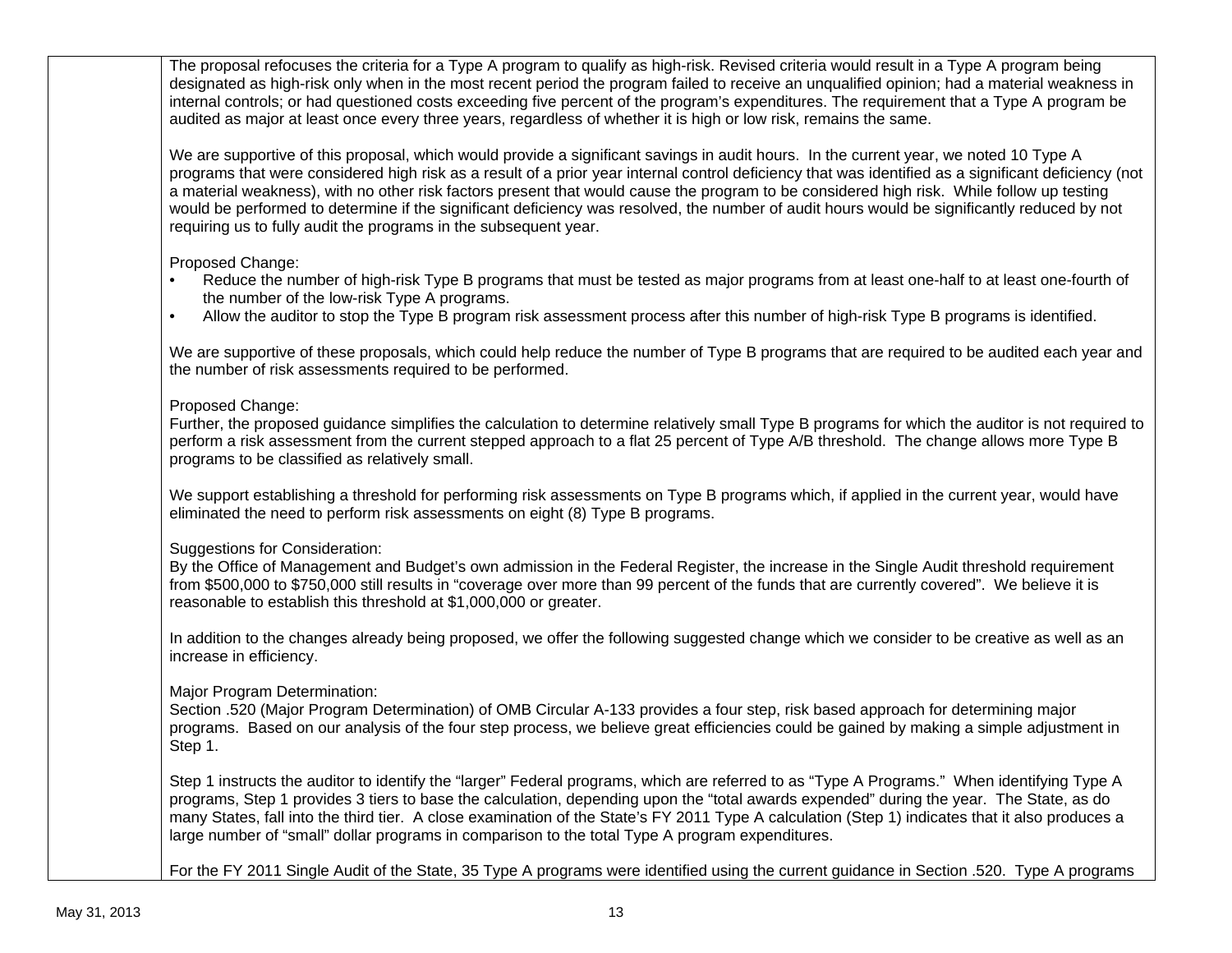The proposal refocuses the criteria for a Type A program to qualify as high-risk. Revised criteria would result in a Type A program being designated as high-risk only when in the most recent period the program failed to receive an unqualified opinion; had a material weakness in internal controls; or had questioned costs exceeding five percent of the program's expenditures. The requirement that a Type A program be audited as major at least once every three years, regardless of whether it is high or low risk, remains the same.

We are supportive of this proposal, which would provide a significant savings in audit hours. In the current year, we noted 10 Type A programs that were considered high risk as a result of a prior year internal control deficiency that was identified as a significant deficiency (not a material weakness), with no other risk factors present that would cause the program to be considered high risk. While follow up testing would be performed to determine if the significant deficiency was resolved, the number of audit hours would be significantly reduced by not requiring us to fully audit the programs in the subsequent year.

Proposed Change:

- Reduce the number of high-risk Type B programs that must be tested as major programs from at least one-half to at least one-fourth of the number of the low-risk Type A programs.
- Allow the auditor to stop the Type B program risk assessment process after this number of high-risk Type B programs is identified.

We are supportive of these proposals, which could help reduce the number of Type B programs that are required to be audited each year and the number of risk assessments required to be performed.

Proposed Change:
Further, the proposed guidance simplifies the calculation to determine relatively small Type B programs for which the auditor is not required to perform a risk assessment from the current stepped approach to a flat 25 percent of Type A/B threshold. The change allows more Type B programs to be classified as relatively small.

We support establishing a threshold for performing risk assessments on Type B programs which, if applied in the current year, would have eliminated the need to perform risk assessments on eight (8) Type B programs.

Suggestions for Consideration:
By the Office of Management and Budget's own admission in the Federal Register, the increase in the Single Audit threshold requirement from $500,000 to $750,000 still results in "coverage over more than 99 percent of the funds that are currently covered". We believe it is reasonable to establish this threshold at $1,000,000 or greater.

In addition to the changes already being proposed, we offer the following suggested change which we consider to be creative as well as an increase in efficiency.

Major Program Determination:
Section .520 (Major Program Determination) of OMB Circular A-133 provides a four step, risk based approach for determining major programs. Based on our analysis of the four step process, we believe great efficiencies could be gained by making a simple adjustment in Step 1.

Step 1 instructs the auditor to identify the "larger" Federal programs, which are referred to as "Type A Programs." When identifying Type A programs, Step 1 provides 3 tiers to base the calculation, depending upon the "total awards expended" during the year. The State, as do many States, fall into the third tier. A close examination of the State's FY 2011 Type A calculation (Step 1) indicates that it also produces a large number of "small" dollar programs in comparison to the total Type A program expenditures.

For the FY 2011 Single Audit of the State, 35 Type A programs were identified using the current guidance in Section .520. Type A programs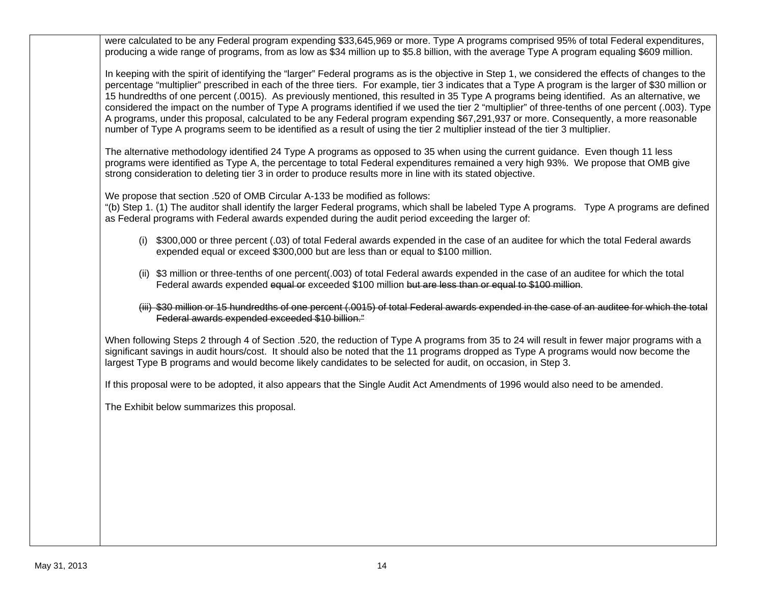were calculated to be any Federal program expending $33,645,969 or more. Type A programs comprised 95% of total Federal expenditures, producing a wide range of programs, from as low as $34 million up to $5.8 billion, with the average Type A program equaling $609 million.

In keeping with the spirit of identifying the "larger" Federal programs as is the objective in Step 1, we considered the effects of changes to the percentage "multiplier" prescribed in each of the three tiers. For example, tier 3 indicates that a Type A program is the larger of $30 million or 15 hundredths of one percent (.0015). As previously mentioned, this resulted in 35 Type A programs being identified. As an alternative, we considered the impact on the number of Type A programs identified if we used the tier 2 "multiplier" of three-tenths of one percent (.003). Type A programs, under this proposal, calculated to be any Federal program expending $67,291,937 or more. Consequently, a more reasonable number of Type A programs seem to be identified as a result of using the tier 2 multiplier instead of the tier 3 multiplier.

The alternative methodology identified 24 Type A programs as opposed to 35 when using the current guidance. Even though 11 less programs were identified as Type A, the percentage to total Federal expenditures remained a very high 93%. We propose that OMB give strong consideration to deleting tier 3 in order to produce results more in line with its stated objective.

We propose that section .520 of OMB Circular A-133 be modified as follows:
"(b) Step 1. (1) The auditor shall identify the larger Federal programs, which shall be labeled Type A programs. Type A programs are defined as Federal programs with Federal awards expended during the audit period exceeding the larger of:

(i) $300,000 or three percent (.03) of total Federal awards expended in the case of an auditee for which the total Federal awards expended equal or exceed $300,000 but are less than or equal to $100 million.

(ii) $3 million or three-tenths of one percent(.003) of total Federal awards expended in the case of an auditee for which the total Federal awards expended ~~equal or~~ exceeded $100 million ~~but are less than or equal to $100 million~~.

~~(iii) $30 million or 15 hundredths of one percent (.0015) of total Federal awards expended in the case of an auditee for which the total Federal awards expended exceeded $10 billion."~~

When following Steps 2 through 4 of Section .520, the reduction of Type A programs from 35 to 24 will result in fewer major programs with a significant savings in audit hours/cost. It should also be noted that the 11 programs dropped as Type A programs would now become the largest Type B programs and would become likely candidates to be selected for audit, on occasion, in Step 3.

If this proposal were to be adopted, it also appears that the Single Audit Act Amendments of 1996 would also need to be amended.

The Exhibit below summarizes this proposal.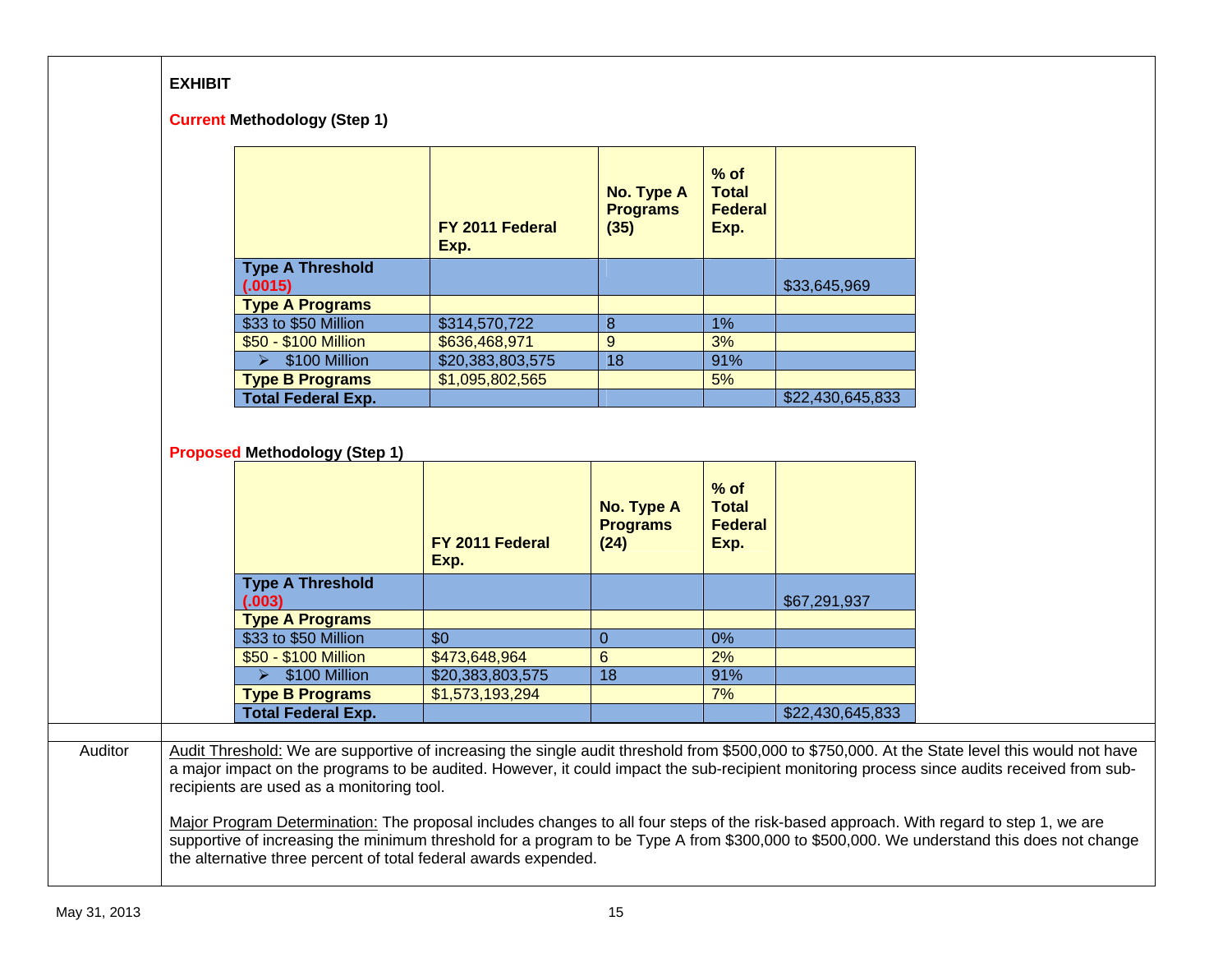**EXHIBIT**

**Current Methodology (Step 1)**

| | FY 2011 Federal Exp. | No. Type A Programs (35) | % of Total Federal Exp. | |
|---|---|---|---|---|
| **Type A Threshold (.0015)** | | | | $33,645,969 |
| **Type A Programs** | | | | |
| $33 to $50 Million | $314,570,722 | 8 | 1% | |
| $50 - $100 Million | $636,468,971 | 9 | 3% | |
| ➢ $100 Million | $20,383,803,575 | 18 | 91% | |
| **Type B Programs** | $1,095,802,565 | | 5% | |
| **Total Federal Exp.** | | | | $22,430,645,833 |

**Proposed Methodology (Step 1)**

| | FY 2011 Federal Exp. | No. Type A Programs (24) | % of Total Federal Exp. | |
|---|---|---|---|---|
| **Type A Threshold (.003)** | | | | $67,291,937 |
| **Type A Programs** | | | | |
| $33 to $50 Million | $0 | 0 | 0% | |
| $50 - $100 Million | $473,648,964 | 6 | 2% | |
| ➢ $100 Million | $20,383,803,575 | 18 | 91% | |
| **Type B Programs** | $1,573,193,294 | | 7% | |
| **Total Federal Exp.** | | | | $22,430,645,833 |

Auditor

Audit Threshold: We are supportive of increasing the single audit threshold from $500,000 to $750,000. At the State level this would not have a major impact on the programs to be audited. However, it could impact the sub-recipient monitoring process since audits received from sub-recipients are used as a monitoring tool.

Major Program Determination: The proposal includes changes to all four steps of the risk-based approach. With regard to step 1, we are supportive of increasing the minimum threshold for a program to be Type A from $300,000 to $500,000. We understand this does not change the alternative three percent of total federal awards expended.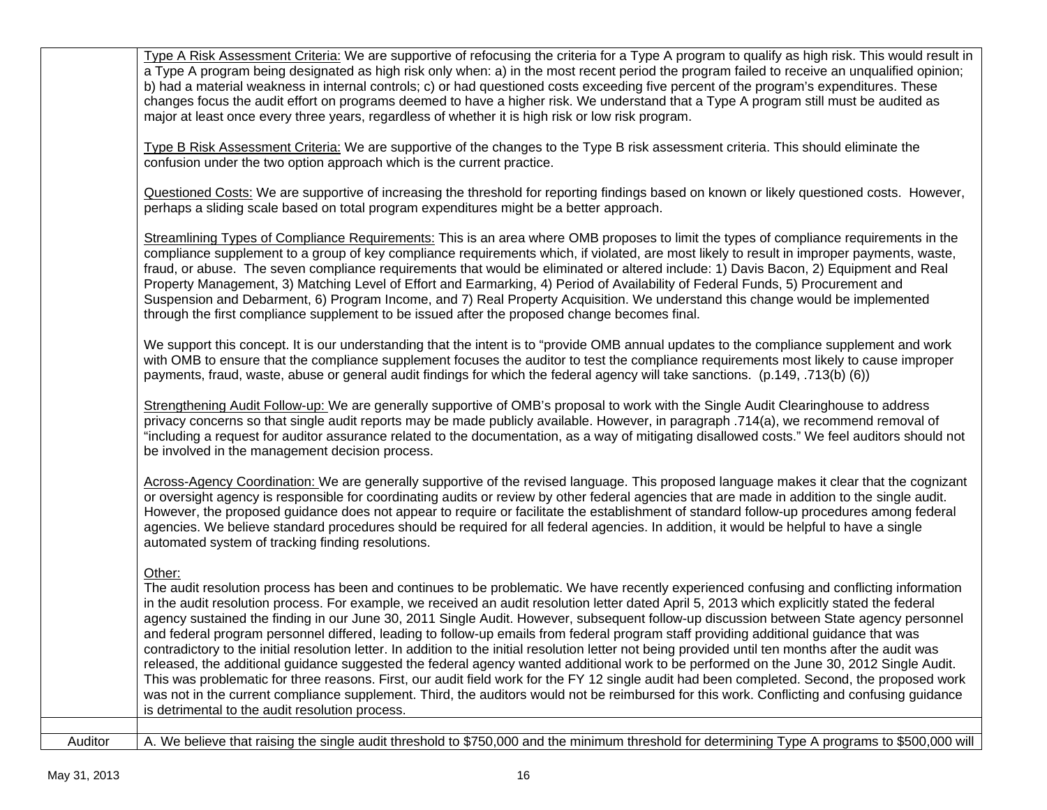| | |
|---|---|
| | Type A Risk Assessment Criteria: We are supportive of refocusing the criteria for a Type A program to qualify as high risk. This would result in a Type A program being designated as high risk only when: a) in the most recent period the program failed to receive an unqualified opinion; b) had a material weakness in internal controls; c) or had questioned costs exceeding five percent of the program's expenditures. These changes focus the audit effort on programs deemed to have a higher risk. We understand that a Type A program still must be audited as major at least once every three years, regardless of whether it is high risk or low risk program.<br><br>Type B Risk Assessment Criteria: We are supportive of the changes to the Type B risk assessment criteria. This should eliminate the confusion under the two option approach which is the current practice.<br><br>Questioned Costs: We are supportive of increasing the threshold for reporting findings based on known or likely questioned costs. However, perhaps a sliding scale based on total program expenditures might be a better approach.<br><br>Streamlining Types of Compliance Requirements: This is an area where OMB proposes to limit the types of compliance requirements in the compliance supplement to a group of key compliance requirements which, if violated, are most likely to result in improper payments, waste, fraud, or abuse. The seven compliance requirements that would be eliminated or altered include: 1) Davis Bacon, 2) Equipment and Real Property Management, 3) Matching Level of Effort and Earmarking, 4) Period of Availability of Federal Funds, 5) Procurement and Suspension and Debarment, 6) Program Income, and 7) Real Property Acquisition. We understand this change would be implemented through the first compliance supplement to be issued after the proposed change becomes final.<br><br>We support this concept. It is our understanding that the intent is to "provide OMB annual updates to the compliance supplement and work with OMB to ensure that the compliance supplement focuses the auditor to test the compliance requirements most likely to cause improper payments, fraud, waste, abuse or general audit findings for which the federal agency will take sanctions. (p.149, .713(b) (6))<br><br>Strengthening Audit Follow-up: We are generally supportive of OMB's proposal to work with the Single Audit Clearinghouse to address privacy concerns so that single audit reports may be made publicly available. However, in paragraph .714(a), we recommend removal of "including a request for auditor assurance related to the documentation, as a way of mitigating disallowed costs." We feel auditors should not be involved in the management decision process.<br><br>Across-Agency Coordination: We are generally supportive of the revised language. This proposed language makes it clear that the cognizant or oversight agency is responsible for coordinating audits or review by other federal agencies that are made in addition to the single audit. However, the proposed guidance does not appear to require or facilitate the establishment of standard follow-up procedures among federal agencies. We believe standard procedures should be required for all federal agencies. In addition, it would be helpful to have a single automated system of tracking finding resolutions.<br><br>Other:<br>The audit resolution process has been and continues to be problematic. We have recently experienced confusing and conflicting information in the audit resolution process. For example, we received an audit resolution letter dated April 5, 2013 which explicitly stated the federal agency sustained the finding in our June 30, 2011 Single Audit. However, subsequent follow-up discussion between State agency personnel and federal program personnel differed, leading to follow-up emails from federal program staff providing additional guidance that was contradictory to the initial resolution letter. In addition to the initial resolution letter not being provided until ten months after the audit was released, the additional guidance suggested the federal agency wanted additional work to be performed on the June 30, 2012 Single Audit. This was problematic for three reasons. First, our audit field work for the FY 12 single audit had been completed. Second, the proposed work was not in the current compliance supplement. Third, the auditors would not be reimbursed for this work. Conflicting and confusing guidance is detrimental to the audit resolution process. |
| | |
| Auditor | A. We believe that raising the single audit threshold to $750,000 and the minimum threshold for determining Type A programs to $500,000 will |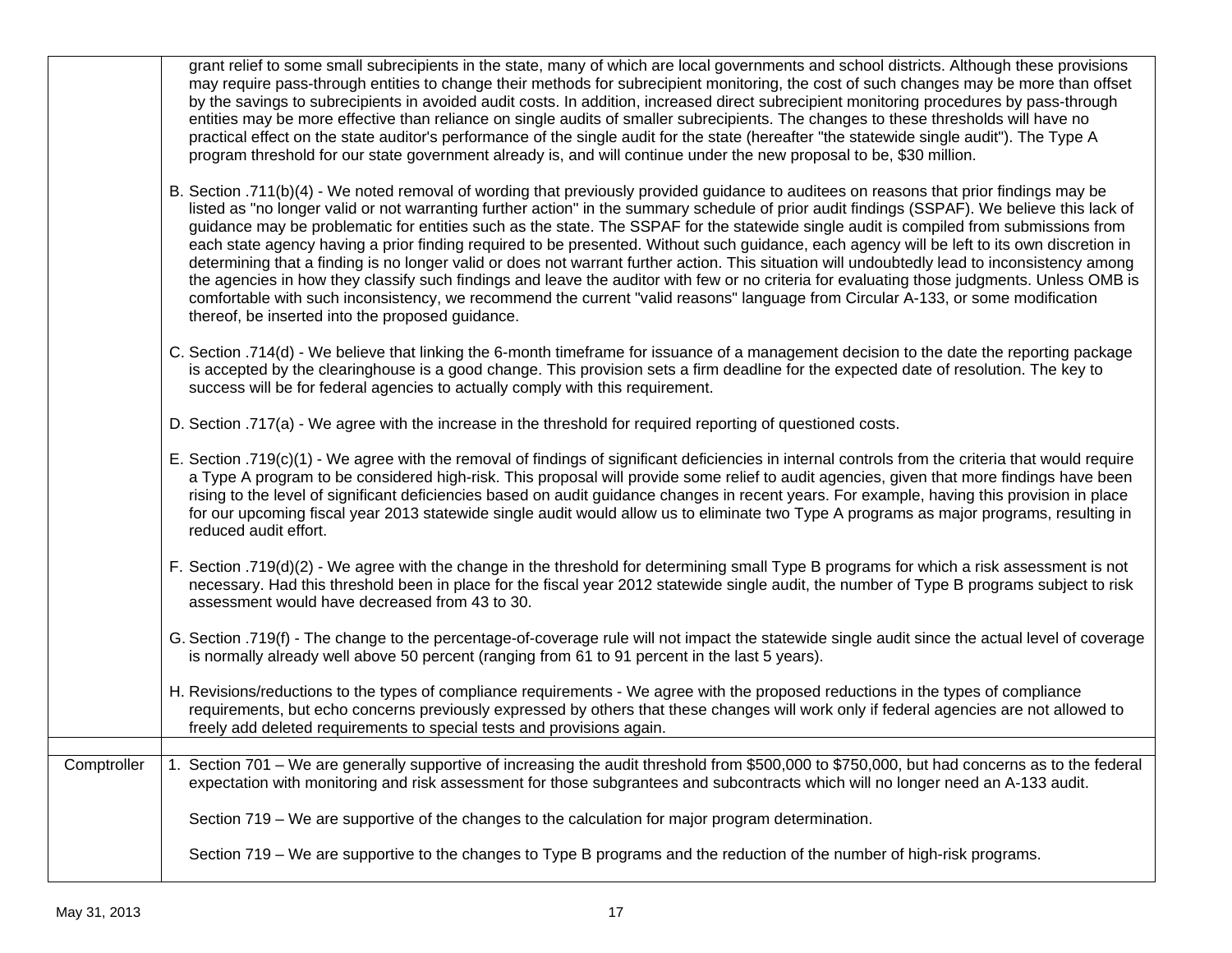| | |
|---|---|
| | grant relief to some small subrecipients in the state, many of which are local governments and school districts. Although these provisions may require pass-through entities to change their methods for subrecipient monitoring, the cost of such changes may be more than offset by the savings to subrecipients in avoided audit costs. In addition, increased direct subrecipient monitoring procedures by pass-through entities may be more effective than reliance on single audits of smaller subrecipients. The changes to these thresholds will have no practical effect on the state auditor's performance of the single audit for the state (hereafter "the statewide single audit"). The Type A program threshold for our state government already is, and will continue under the new proposal to be, $30 million.<br><br>B. Section .711(b)(4) - We noted removal of wording that previously provided guidance to auditees on reasons that prior findings may be listed as "no longer valid or not warranting further action" in the summary schedule of prior audit findings (SSPAF). We believe this lack of guidance may be problematic for entities such as the state. The SSPAF for the statewide single audit is compiled from submissions from each state agency having a prior finding required to be presented. Without such guidance, each agency will be left to its own discretion in determining that a finding is no longer valid or does not warrant further action. This situation will undoubtedly lead to inconsistency among the agencies in how they classify such findings and leave the auditor with few or no criteria for evaluating those judgments. Unless OMB is comfortable with such inconsistency, we recommend the current "valid reasons" language from Circular A-133, or some modification thereof, be inserted into the proposed guidance.<br><br>C. Section .714(d) - We believe that linking the 6-month timeframe for issuance of a management decision to the date the reporting package is accepted by the clearinghouse is a good change. This provision sets a firm deadline for the expected date of resolution. The key to success will be for federal agencies to actually comply with this requirement.<br><br>D. Section .717(a) - We agree with the increase in the threshold for required reporting of questioned costs.<br><br>E. Section .719(c)(1) - We agree with the removal of findings of significant deficiencies in internal controls from the criteria that would require a Type A program to be considered high-risk. This proposal will provide some relief to audit agencies, given that more findings have been rising to the level of significant deficiencies based on audit guidance changes in recent years. For example, having this provision in place for our upcoming fiscal year 2013 statewide single audit would allow us to eliminate two Type A programs as major programs, resulting in reduced audit effort.<br><br>F. Section .719(d)(2) - We agree with the change in the threshold for determining small Type B programs for which a risk assessment is not necessary. Had this threshold been in place for the fiscal year 2012 statewide single audit, the number of Type B programs subject to risk assessment would have decreased from 43 to 30.<br><br>G. Section .719(f) - The change to the percentage-of-coverage rule will not impact the statewide single audit since the actual level of coverage is normally already well above 50 percent (ranging from 61 to 91 percent in the last 5 years).<br><br>H. Revisions/reductions to the types of compliance requirements - We agree with the proposed reductions in the types of compliance requirements, but echo concerns previously expressed by others that these changes will work only if federal agencies are not allowed to freely add deleted requirements to special tests and provisions again. |
| | |
| Comptroller | 1. Section 701 – We are generally supportive of increasing the audit threshold from $500,000 to $750,000, but had concerns as to the federal expectation with monitoring and risk assessment for those subgrantees and subcontracts which will no longer need an A-133 audit.<br><br>Section 719 – We are supportive of the changes to the calculation for major program determination.<br><br>Section 719 – We are supportive to the changes to Type B programs and the reduction of the number of high-risk programs. |

May 31, 2013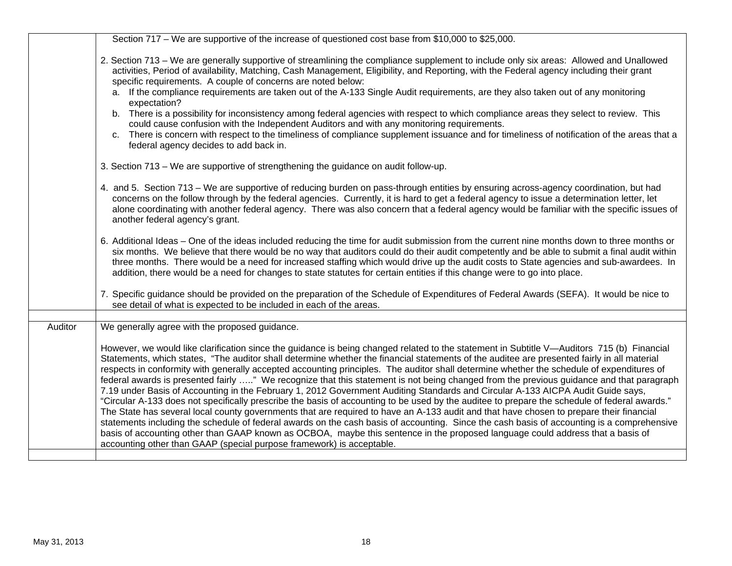| | |
|---|---|
| | Section 717 – We are supportive of the increase of questioned cost base from $10,000 to $25,000.<br><br>2. Section 713 – We are generally supportive of streamlining the compliance supplement to include only six areas: Allowed and Unallowed activities, Period of availability, Matching, Cash Management, Eligibility, and Reporting, with the Federal agency including their grant specific requirements. A couple of concerns are noted below:<br>a. If the compliance requirements are taken out of the A-133 Single Audit requirements, are they also taken out of any monitoring expectation?<br>b. There is a possibility for inconsistency among federal agencies with respect to which compliance areas they select to review. This could cause confusion with the Independent Auditors and with any monitoring requirements.<br>c. There is concern with respect to the timeliness of compliance supplement issuance and for timeliness of notification of the areas that a federal agency decides to add back in.<br><br>3. Section 713 – We are supportive of strengthening the guidance on audit follow-up.<br><br>4. and 5. Section 713 – We are supportive of reducing burden on pass-through entities by ensuring across-agency coordination, but had concerns on the follow through by the federal agencies. Currently, it is hard to get a federal agency to issue a determination letter, let alone coordinating with another federal agency. There was also concern that a federal agency would be familiar with the specific issues of another federal agency's grant.<br><br>6. Additional Ideas – One of the ideas included reducing the time for audit submission from the current nine months down to three months or six months. We believe that there would be no way that auditors could do their audit competently and be able to submit a final audit within three months. There would be a need for increased staffing which would drive up the audit costs to State agencies and sub-awardees. In addition, there would be a need for changes to state statutes for certain entities if this change were to go into place.<br><br>7. Specific guidance should be provided on the preparation of the Schedule of Expenditures of Federal Awards (SEFA). It would be nice to see detail of what is expected to be included in each of the areas. |
| | |
| Auditor | We generally agree with the proposed guidance.<br><br>However, we would like clarification since the guidance is being changed related to the statement in Subtitle V—Auditors 715 (b) Financial Statements, which states, "The auditor shall determine whether the financial statements of the auditee are presented fairly in all material respects in conformity with generally accepted accounting principles. The auditor shall determine whether the schedule of expenditures of federal awards is presented fairly ….." We recognize that this statement is not being changed from the previous guidance and that paragraph 7.19 under Basis of Accounting in the February 1, 2012 Government Auditing Standards and Circular A-133 AICPA Audit Guide says, "Circular A-133 does not specifically prescribe the basis of accounting to be used by the auditee to prepare the schedule of federal awards." The State has several local county governments that are required to have an A-133 audit and that have chosen to prepare their financial statements including the schedule of federal awards on the cash basis of accounting. Since the cash basis of accounting is a comprehensive basis of accounting other than GAAP known as OCBOA, maybe this sentence in the proposed language could address that a basis of accounting other than GAAP (special purpose framework) is acceptable. |
| | |

May 31, 2013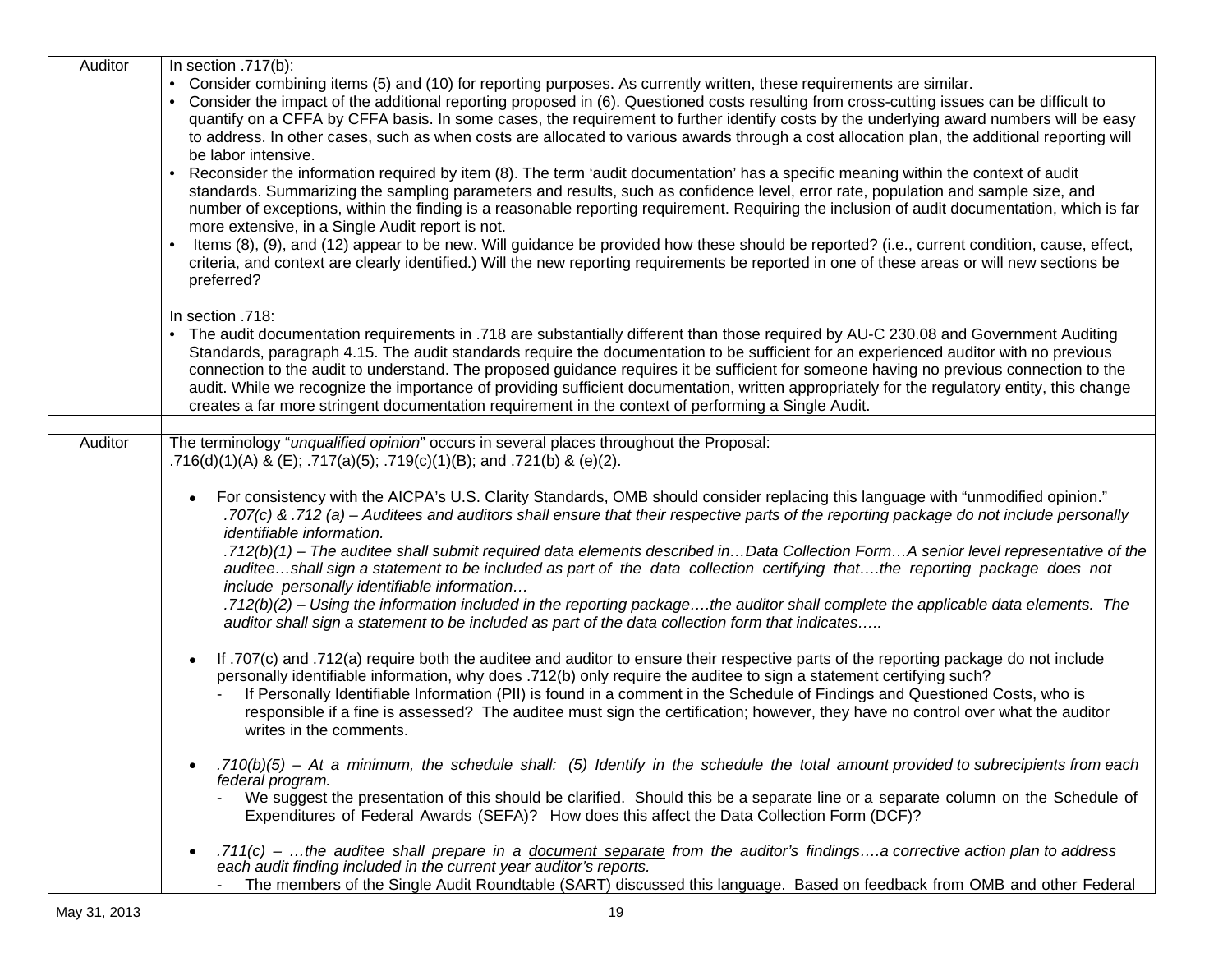| | |
|---|---|
| Auditor | In section .717(b):<br>• Consider combining items (5) and (10) for reporting purposes. As currently written, these requirements are similar.<br>• Consider the impact of the additional reporting proposed in (6). Questioned costs resulting from cross-cutting issues can be difficult to quantify on a CFFA by CFFA basis. In some cases, the requirement to further identify costs by the underlying award numbers will be easy to address. In other cases, such as when costs are allocated to various awards through a cost allocation plan, the additional reporting will be labor intensive.<br>• Reconsider the information required by item (8). The term 'audit documentation' has a specific meaning within the context of audit standards. Summarizing the sampling parameters and results, such as confidence level, error rate, population and sample size, and number of exceptions, within the finding is a reasonable reporting requirement. Requiring the inclusion of audit documentation, which is far more extensive, in a Single Audit report is not.<br>• Items (8), (9), and (12) appear to be new. Will guidance be provided how these should be reported? (i.e., current condition, cause, effect, criteria, and context are clearly identified.) Will the new reporting requirements be reported in one of these areas or will new sections be preferred?<br><br>In section .718:<br>• The audit documentation requirements in .718 are substantially different than those required by AU-C 230.08 and Government Auditing Standards, paragraph 4.15. The audit standards require the documentation to be sufficient for an experienced auditor with no previous connection to the audit to understand. The proposed guidance requires it be sufficient for someone having no previous connection to the audit. While we recognize the importance of providing sufficient documentation, written appropriately for the regulatory entity, this change creates a far more stringent documentation requirement in the context of performing a Single Audit. |
| | |
| Auditor | The terminology "*unqualified opinion*" occurs in several places throughout the Proposal: .716(d)(1)(A) & (E); .717(a)(5); .719(c)(1)(B); and .721(b) & (e)(2).<br><br>• For consistency with the AICPA's U.S. Clarity Standards, OMB should consider replacing this language with "unmodified opinion." *.707(c) & .712 (a) – Auditees and auditors shall ensure that their respective parts of the reporting package do not include personally identifiable information.* *.712(b)(1) – The auditee shall submit required data elements described in…Data Collection Form…A senior level representative of the auditee…shall sign a statement to be included as part of the data collection certifying that….the reporting package does not include personally identifiable information…* *.712(b)(2) – Using the information included in the reporting package….the auditor shall complete the applicable data elements. The auditor shall sign a statement to be included as part of the data collection form that indicates…..*<br><br>• If .707(c) and .712(a) require both the auditee and auditor to ensure their respective parts of the reporting package do not include personally identifiable information, why does .712(b) only require the auditee to sign a statement certifying such?<br>- If Personally Identifiable Information (PII) is found in a comment in the Schedule of Findings and Questioned Costs, who is responsible if a fine is assessed? The auditee must sign the certification; however, they have no control over what the auditor writes in the comments.<br><br>• *.710(b)(5) – At a minimum, the schedule shall: (5) Identify in the schedule the total amount provided to subrecipients from each federal program.*<br>- We suggest the presentation of this should be clarified. Should this be a separate line or a separate column on the Schedule of Expenditures of Federal Awards (SEFA)? How does this affect the Data Collection Form (DCF)?<br><br>• *.711(c) – …the auditee shall prepare in a <u>document separate</u> from the auditor's findings….a corrective action plan to address each audit finding included in the current year auditor's reports.*<br>- The members of the Single Audit Roundtable (SART) discussed this language. Based on feedback from OMB and other Federal |

May 31, 2013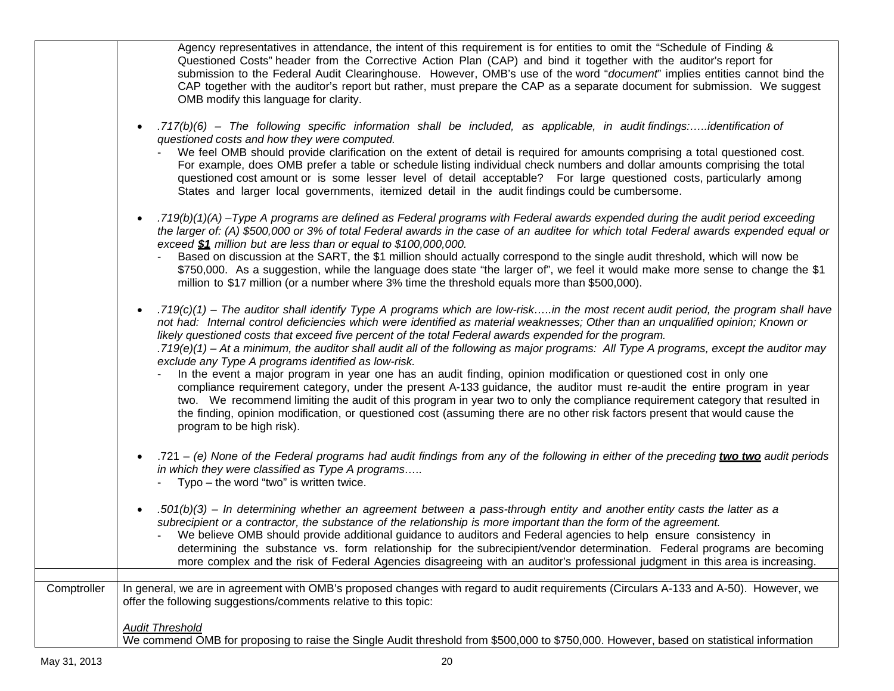| | |
|---|---|
| | Agency representatives in attendance, the intent of this requirement is for entities to omit the "Schedule of Finding & Questioned Costs" header from the Corrective Action Plan (CAP) and bind it together with the auditor's report for submission to the Federal Audit Clearinghouse. However, OMB's use of the word "*document*" implies entities cannot bind the CAP together with the auditor's report but rather, must prepare the CAP as a separate document for submission. We suggest OMB modify this language for clarity.<br><br>• *.717(b)(6) – The following specific information shall be included, as applicable, in audit findings:…..identification of questioned costs and how they were computed.*<br>  - We feel OMB should provide clarification on the extent of detail is required for amounts comprising a total questioned cost. For example, does OMB prefer a table or schedule listing individual check numbers and dollar amounts comprising the total questioned cost amount or is some lesser level of detail acceptable? For large questioned costs, particularly among States and larger local governments, itemized detail in the audit findings could be cumbersome.<br><br>• *.719(b)(1)(A) –Type A programs are defined as Federal programs with Federal awards expended during the audit period exceeding the larger of: (A) $500,000 or 3% of total Federal awards in the case of an auditee for which total Federal awards expended equal or exceed **<u>$1</u>** million but are less than or equal to $100,000,000.*<br>  - Based on discussion at the SART, the $1 million should actually correspond to the single audit threshold, which will now be $750,000. As a suggestion, while the language does state "the larger of", we feel it would make more sense to change the $1 million to $17 million (or a number where 3% time the threshold equals more than $500,000).<br><br>• *.719(c)(1) – The auditor shall identify Type A programs which are low-risk…..in the most recent audit period, the program shall have not had: Internal control deficiencies which were identified as material weaknesses; Other than an unqualified opinion; Known or likely questioned costs that exceed five percent of the total Federal awards expended for the program.*<br>*.719(e)(1) – At a minimum, the auditor shall audit all of the following as major programs: All Type A programs, except the auditor may exclude any Type A programs identified as low-risk.*<br>  - In the event a major program in year one has an audit finding, opinion modification or questioned cost in only one compliance requirement category, under the present A-133 guidance, the auditor must re-audit the entire program in year two. We recommend limiting the audit of this program in year two to only the compliance requirement category that resulted in the finding, opinion modification, or questioned cost (assuming there are no other risk factors present that would cause the program to be high risk).<br><br>• .721 – *(e) None of the Federal programs had audit findings from any of the following in either of the preceding **<u>two two</u>** audit periods in which they were classified as Type A programs…..*<br>  - Typo – the word "two" is written twice.<br><br>• *.501(b)(3) – In determining whether an agreement between a pass-through entity and another entity casts the latter as a subrecipient or a contractor, the substance of the relationship is more important than the form of the agreement.*<br>  - We believe OMB should provide additional guidance to auditors and Federal agencies to help ensure consistency in determining the substance vs. form relationship for the subrecipient/vendor determination. Federal programs are becoming more complex and the risk of Federal Agencies disagreeing with an auditor's professional judgment in this area is increasing. |
| | |
| Comptroller | In general, we are in agreement with OMB's proposed changes with regard to audit requirements (Circulars A-133 and A-50). However, we offer the following suggestions/comments relative to this topic:<br><br>*<u>Audit Threshold</u>*<br>We commend OMB for proposing to raise the Single Audit threshold from $500,000 to $750,000. However, based on statistical information |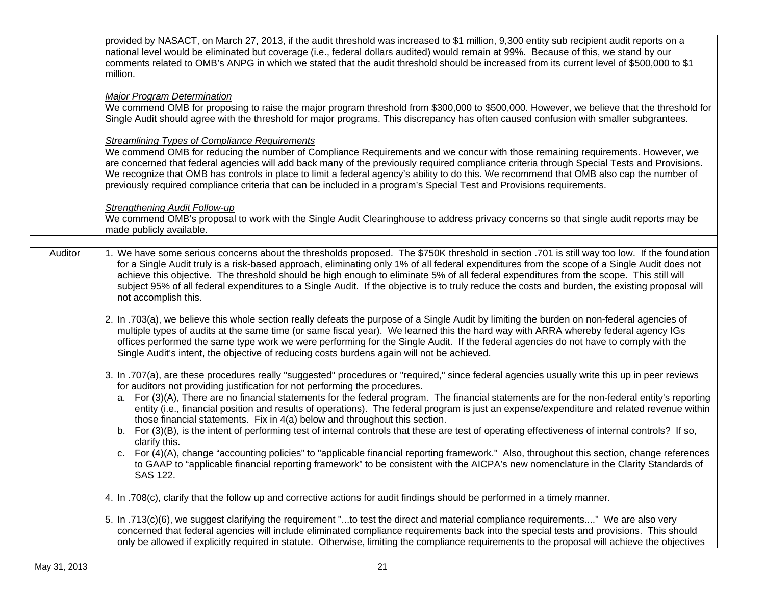| | |
|---|---|
| | provided by NASACT, on March 27, 2013, if the audit threshold was increased to $1 million, 9,300 entity sub recipient audit reports on a national level would be eliminated but coverage (i.e., federal dollars audited) would remain at 99%. Because of this, we stand by our comments related to OMB's ANPG in which we stated that the audit threshold should be increased from its current level of $500,000 to $1 million.<br><br>*Major Program Determination*<br>We commend OMB for proposing to raise the major program threshold from $300,000 to $500,000. However, we believe that the threshold for Single Audit should agree with the threshold for major programs. This discrepancy has often caused confusion with smaller subgrantees.<br><br>*Streamlining Types of Compliance Requirements*<br>We commend OMB for reducing the number of Compliance Requirements and we concur with those remaining requirements. However, we are concerned that federal agencies will add back many of the previously required compliance criteria through Special Tests and Provisions. We recognize that OMB has controls in place to limit a federal agency's ability to do this. We recommend that OMB also cap the number of previously required compliance criteria that can be included in a program's Special Test and Provisions requirements.<br><br>*Strengthening Audit Follow-up*<br>We commend OMB's proposal to work with the Single Audit Clearinghouse to address privacy concerns so that single audit reports may be made publicly available. |
| | |
| Auditor | 1. We have some serious concerns about the thresholds proposed. The $750K threshold in section .701 is still way too low. If the foundation for a Single Audit truly is a risk-based approach, eliminating only 1% of all federal expenditures from the scope of a Single Audit does not achieve this objective. The threshold should be high enough to eliminate 5% of all federal expenditures from the scope. This still will subject 95% of all federal expenditures to a Single Audit. If the objective is to truly reduce the costs and burden, the existing proposal will not accomplish this.<br><br>2. In .703(a), we believe this whole section really defeats the purpose of a Single Audit by limiting the burden on non-federal agencies of multiple types of audits at the same time (or same fiscal year). We learned this the hard way with ARRA whereby federal agency IGs offices performed the same type work we were performing for the Single Audit. If the federal agencies do not have to comply with the Single Audit's intent, the objective of reducing costs burdens again will not be achieved.<br><br>3. In .707(a), are these procedures really "suggested" procedures or "required," since federal agencies usually write this up in peer reviews for auditors not providing justification for not performing the procedures.<br>a. For (3)(A), There are no financial statements for the federal program. The financial statements are for the non-federal entity's reporting entity (i.e., financial position and results of operations). The federal program is just an expense/expenditure and related revenue within those financial statements. Fix in 4(a) below and throughout this section.<br>b. For (3)(B), is the intent of performing test of internal controls that these are test of operating effectiveness of internal controls? If so, clarify this.<br>c. For (4)(A), change "accounting policies" to "applicable financial reporting framework." Also, throughout this section, change references to GAAP to "applicable financial reporting framework" to be consistent with the AICPA's new nomenclature in the Clarity Standards of SAS 122.<br><br>4. In .708(c), clarify that the follow up and corrective actions for audit findings should be performed in a timely manner.<br><br>5. In .713(c)(6), we suggest clarifying the requirement "...to test the direct and material compliance requirements...." We are also very concerned that federal agencies will include eliminated compliance requirements back into the special tests and provisions. This should only be allowed if explicitly required in statute. Otherwise, limiting the compliance requirements to the proposal will achieve the objectives |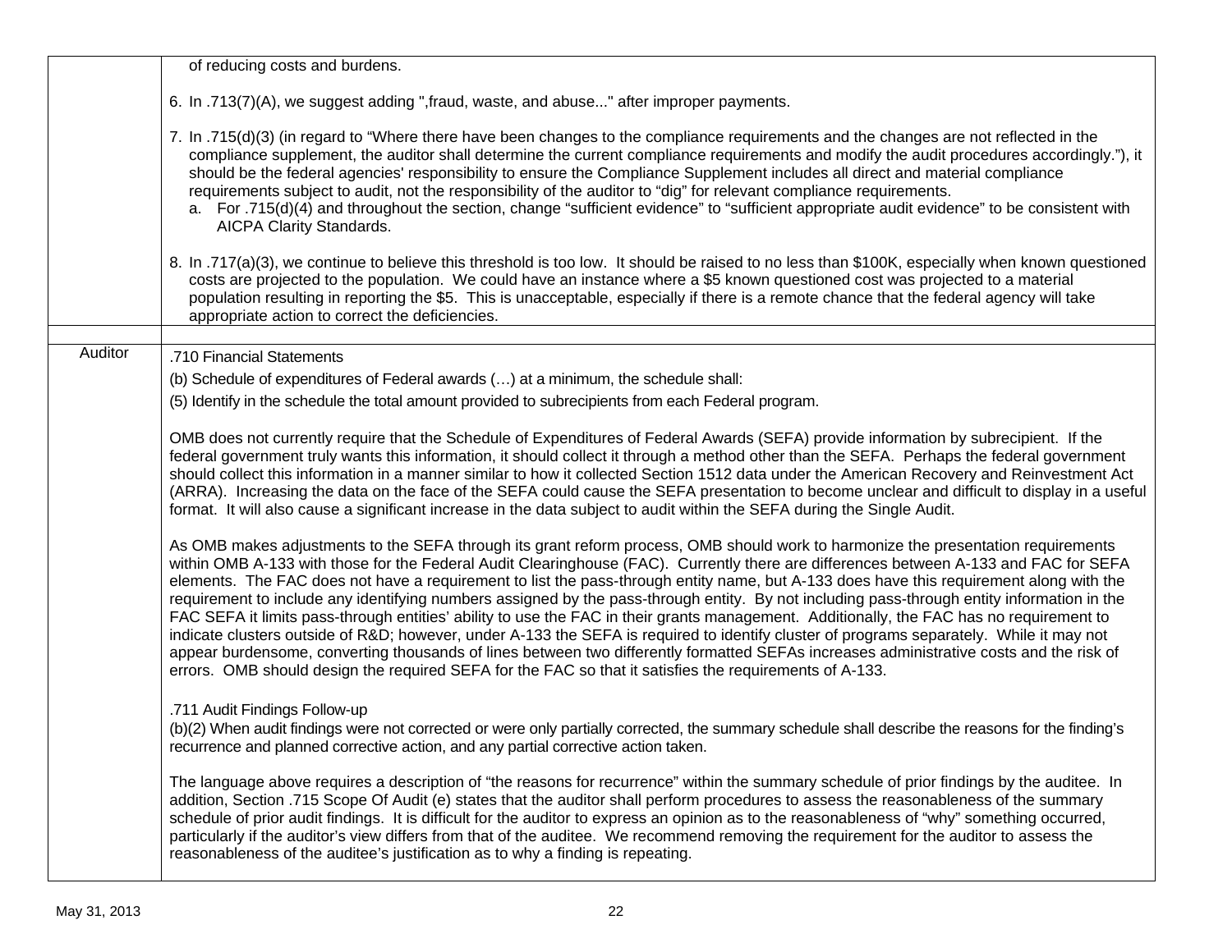| | |
|---|---|
| | of reducing costs and burdens.<br><br>6. In .713(7)(A), we suggest adding ",fraud, waste, and abuse..." after improper payments.<br><br>7. In .715(d)(3) (in regard to "Where there have been changes to the compliance requirements and the changes are not reflected in the compliance supplement, the auditor shall determine the current compliance requirements and modify the audit procedures accordingly."), it should be the federal agencies' responsibility to ensure the Compliance Supplement includes all direct and material compliance requirements subject to audit, not the responsibility of the auditor to "dig" for relevant compliance requirements.<br>  a. For .715(d)(4) and throughout the section, change "sufficient evidence" to "sufficient appropriate audit evidence" to be consistent with AICPA Clarity Standards.<br><br>8. In .717(a)(3), we continue to believe this threshold is too low. It should be raised to no less than $100K, especially when known questioned costs are projected to the population. We could have an instance where a $5 known questioned cost was projected to a material population resulting in reporting the $5. This is unacceptable, especially if there is a remote chance that the federal agency will take appropriate action to correct the deficiencies. |
| | |
| Auditor | .710 Financial Statements<br>(b) Schedule of expenditures of Federal awards (…) at a minimum, the schedule shall:<br>(5) Identify in the schedule the total amount provided to subrecipients from each Federal program.<br><br>OMB does not currently require that the Schedule of Expenditures of Federal Awards (SEFA) provide information by subrecipient. If the federal government truly wants this information, it should collect it through a method other than the SEFA. Perhaps the federal government should collect this information in a manner similar to how it collected Section 1512 data under the American Recovery and Reinvestment Act (ARRA). Increasing the data on the face of the SEFA could cause the SEFA presentation to become unclear and difficult to display in a useful format. It will also cause a significant increase in the data subject to audit within the SEFA during the Single Audit.<br><br>As OMB makes adjustments to the SEFA through its grant reform process, OMB should work to harmonize the presentation requirements within OMB A-133 with those for the Federal Audit Clearinghouse (FAC). Currently there are differences between A-133 and FAC for SEFA elements. The FAC does not have a requirement to list the pass-through entity name, but A-133 does have this requirement along with the requirement to include any identifying numbers assigned by the pass-through entity. By not including pass-through entity information in the FAC SEFA it limits pass-through entities' ability to use the FAC in their grants management. Additionally, the FAC has no requirement to indicate clusters outside of R&D; however, under A-133 the SEFA is required to identify cluster of programs separately. While it may not appear burdensome, converting thousands of lines between two differently formatted SEFAs increases administrative costs and the risk of errors. OMB should design the required SEFA for the FAC so that it satisfies the requirements of A-133.<br><br>.711 Audit Findings Follow-up<br>(b)(2) When audit findings were not corrected or were only partially corrected, the summary schedule shall describe the reasons for the finding's recurrence and planned corrective action, and any partial corrective action taken.<br><br>The language above requires a description of "the reasons for recurrence" within the summary schedule of prior findings by the auditee. In addition, Section .715 Scope Of Audit (e) states that the auditor shall perform procedures to assess the reasonableness of the summary schedule of prior audit findings. It is difficult for the auditor to express an opinion as to the reasonableness of "why" something occurred, particularly if the auditor's view differs from that of the auditee. We recommend removing the requirement for the auditor to assess the reasonableness of the auditee's justification as to why a finding is repeating. |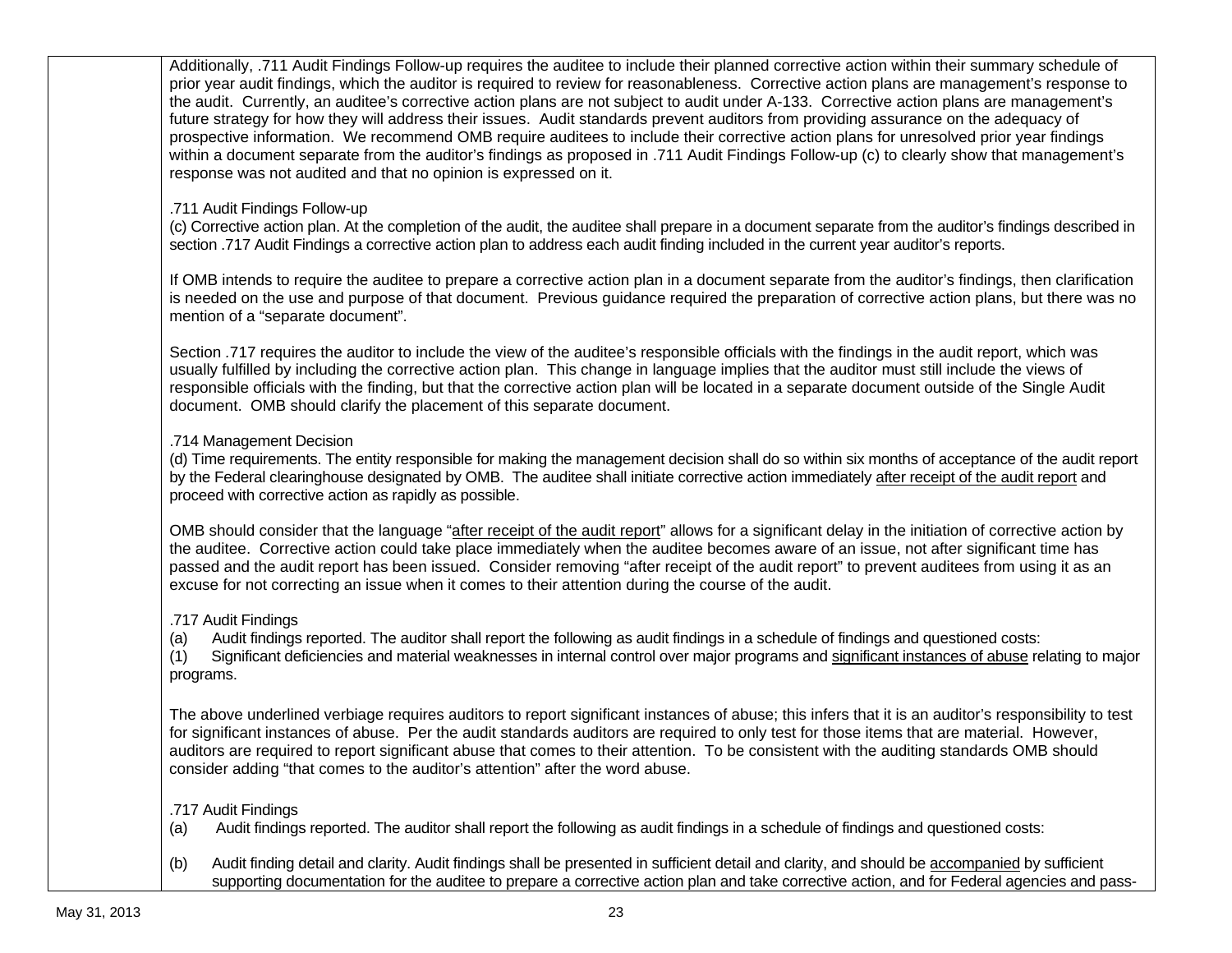Additionally, .711 Audit Findings Follow-up requires the auditee to include their planned corrective action within their summary schedule of prior year audit findings, which the auditor is required to review for reasonableness. Corrective action plans are management's response to the audit. Currently, an auditee's corrective action plans are not subject to audit under A-133. Corrective action plans are management's future strategy for how they will address their issues. Audit standards prevent auditors from providing assurance on the adequacy of prospective information. We recommend OMB require auditees to include their corrective action plans for unresolved prior year findings within a document separate from the auditor's findings as proposed in .711 Audit Findings Follow-up (c) to clearly show that management's response was not audited and that no opinion is expressed on it.

.711 Audit Findings Follow-up
(c) Corrective action plan. At the completion of the audit, the auditee shall prepare in a document separate from the auditor's findings described in section .717 Audit Findings a corrective action plan to address each audit finding included in the current year auditor's reports.

If OMB intends to require the auditee to prepare a corrective action plan in a document separate from the auditor's findings, then clarification is needed on the use and purpose of that document. Previous guidance required the preparation of corrective action plans, but there was no mention of a "separate document".

Section .717 requires the auditor to include the view of the auditee's responsible officials with the findings in the audit report, which was usually fulfilled by including the corrective action plan. This change in language implies that the auditor must still include the views of responsible officials with the finding, but that the corrective action plan will be located in a separate document outside of the Single Audit document. OMB should clarify the placement of this separate document.

.714 Management Decision
(d) Time requirements. The entity responsible for making the management decision shall do so within six months of acceptance of the audit report by the Federal clearinghouse designated by OMB. The auditee shall initiate corrective action immediately <u>after receipt of the audit report</u> and proceed with corrective action as rapidly as possible.

OMB should consider that the language "<u>after receipt of the audit report</u>" allows for a significant delay in the initiation of corrective action by the auditee. Corrective action could take place immediately when the auditee becomes aware of an issue, not after significant time has passed and the audit report has been issued. Consider removing "after receipt of the audit report" to prevent auditees from using it as an excuse for not correcting an issue when it comes to their attention during the course of the audit.

.717 Audit Findings
(a) Audit findings reported. The auditor shall report the following as audit findings in a schedule of findings and questioned costs:
(1) Significant deficiencies and material weaknesses in internal control over major programs and <u>significant instances of abuse</u> relating to major programs.

The above underlined verbiage requires auditors to report significant instances of abuse; this infers that it is an auditor's responsibility to test for significant instances of abuse. Per the audit standards auditors are required to only test for those items that are material. However, auditors are required to report significant abuse that comes to their attention. To be consistent with the auditing standards OMB should consider adding "that comes to the auditor's attention" after the word abuse.

.717 Audit Findings
(a) Audit findings reported. The auditor shall report the following as audit findings in a schedule of findings and questioned costs:

(b) Audit finding detail and clarity. Audit findings shall be presented in sufficient detail and clarity, and should be <u>accompanied</u> by sufficient supporting documentation for the auditee to prepare a corrective action plan and take corrective action, and for Federal agencies and pass-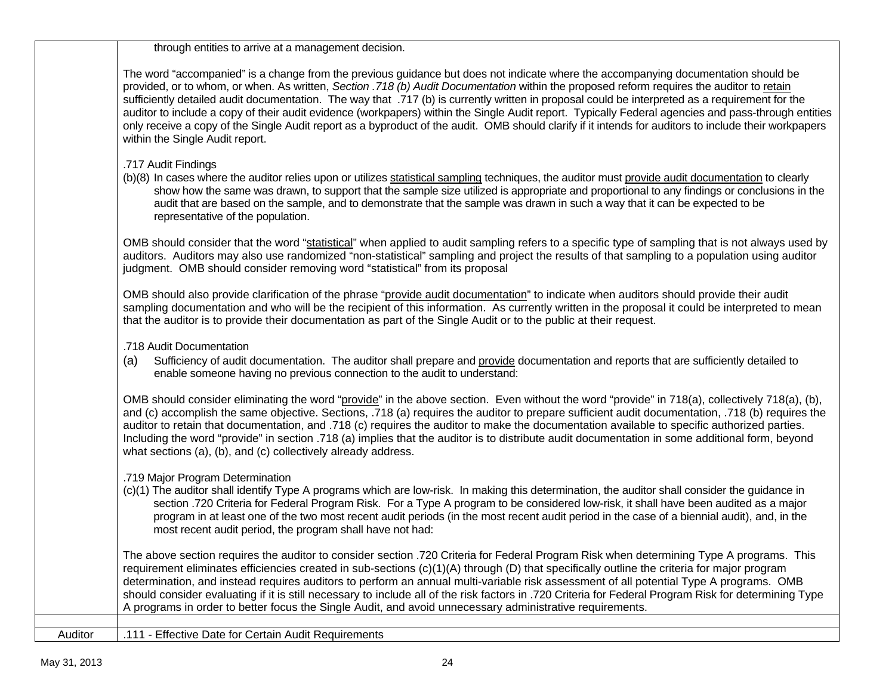| | |
|---|---|
| | through entities to arrive at a management decision.<br><br>The word "accompanied" is a change from the previous guidance but does not indicate where the accompanying documentation should be provided, or to whom, or when. As written, *Section .718 (b) Audit Documentation* within the proposed reform requires the auditor to retain sufficiently detailed audit documentation. The way that .717 (b) is currently written in proposal could be interpreted as a requirement for the auditor to include a copy of their audit evidence (workpapers) within the Single Audit report. Typically Federal agencies and pass-through entities only receive a copy of the Single Audit report as a byproduct of the audit. OMB should clarify if it intends for auditors to include their workpapers within the Single Audit report.<br><br>.717 Audit Findings<br>(b)(8) In cases where the auditor relies upon or utilizes statistical sampling techniques, the auditor must provide audit documentation to clearly show how the same was drawn, to support that the sample size utilized is appropriate and proportional to any findings or conclusions in the audit that are based on the sample, and to demonstrate that the sample was drawn in such a way that it can be expected to be representative of the population.<br><br>OMB should consider that the word "statistical" when applied to audit sampling refers to a specific type of sampling that is not always used by auditors. Auditors may also use randomized "non-statistical" sampling and project the results of that sampling to a population using auditor judgment. OMB should consider removing word "statistical" from its proposal<br><br>OMB should also provide clarification of the phrase "provide audit documentation" to indicate when auditors should provide their audit sampling documentation and who will be the recipient of this information. As currently written in the proposal it could be interpreted to mean that the auditor is to provide their documentation as part of the Single Audit or to the public at their request.<br><br>.718 Audit Documentation<br>(a) Sufficiency of audit documentation. The auditor shall prepare and provide documentation and reports that are sufficiently detailed to enable someone having no previous connection to the audit to understand:<br><br>OMB should consider eliminating the word "provide" in the above section. Even without the word "provide" in 718(a), collectively 718(a), (b), and (c) accomplish the same objective. Sections, .718 (a) requires the auditor to prepare sufficient audit documentation, .718 (b) requires the auditor to retain that documentation, and .718 (c) requires the auditor to make the documentation available to specific authorized parties. Including the word "provide" in section .718 (a) implies that the auditor is to distribute audit documentation in some additional form, beyond what sections (a), (b), and (c) collectively already address.<br><br>.719 Major Program Determination<br>(c)(1) The auditor shall identify Type A programs which are low-risk. In making this determination, the auditor shall consider the guidance in section .720 Criteria for Federal Program Risk. For a Type A program to be considered low-risk, it shall have been audited as a major program in at least one of the two most recent audit periods (in the most recent audit period in the case of a biennial audit), and, in the most recent audit period, the program shall have not had:<br><br>The above section requires the auditor to consider section .720 Criteria for Federal Program Risk when determining Type A programs. This requirement eliminates efficiencies created in sub-sections (c)(1)(A) through (D) that specifically outline the criteria for major program determination, and instead requires auditors to perform an annual multi-variable risk assessment of all potential Type A programs. OMB should consider evaluating if it is still necessary to include all of the risk factors in .720 Criteria for Federal Program Risk for determining Type A programs in order to better focus the Single Audit, and avoid unnecessary administrative requirements. |
| | |
| Auditor | .111 - Effective Date for Certain Audit Requirements |

May 31, 2013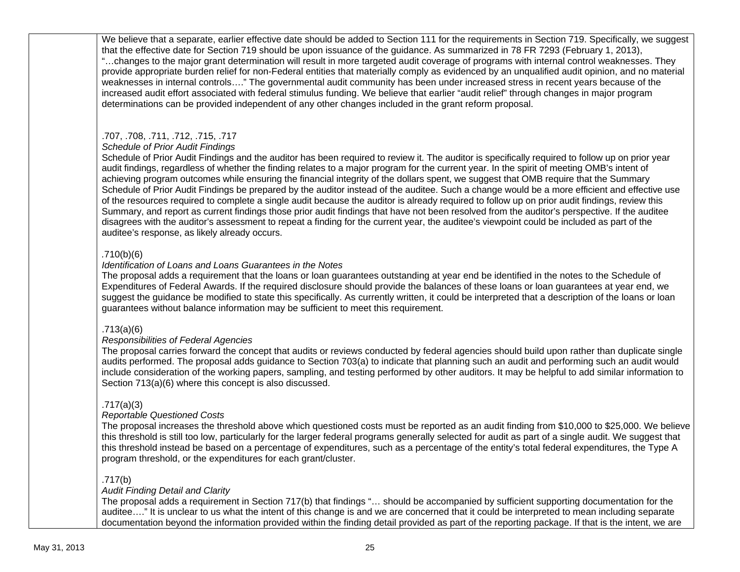We believe that a separate, earlier effective date should be added to Section 111 for the requirements in Section 719. Specifically, we suggest that the effective date for Section 719 should be upon issuance of the guidance. As summarized in 78 FR 7293 (February 1, 2013), "…changes to the major grant determination will result in more targeted audit coverage of programs with internal control weaknesses. They provide appropriate burden relief for non-Federal entities that materially comply as evidenced by an unqualified audit opinion, and no material weaknesses in internal controls…." The governmental audit community has been under increased stress in recent years because of the increased audit effort associated with federal stimulus funding. We believe that earlier "audit relief" through changes in major program determinations can be provided independent of any other changes included in the grant reform proposal.

.707, .708, .711, .712, .715, .717
*Schedule of Prior Audit Findings*
Schedule of Prior Audit Findings and the auditor has been required to review it. The auditor is specifically required to follow up on prior year audit findings, regardless of whether the finding relates to a major program for the current year. In the spirit of meeting OMB's intent of achieving program outcomes while ensuring the financial integrity of the dollars spent, we suggest that OMB require that the Summary Schedule of Prior Audit Findings be prepared by the auditor instead of the auditee. Such a change would be a more efficient and effective use of the resources required to complete a single audit because the auditor is already required to follow up on prior audit findings, review this Summary, and report as current findings those prior audit findings that have not been resolved from the auditor's perspective. If the auditee disagrees with the auditor's assessment to repeat a finding for the current year, the auditee's viewpoint could be included as part of the auditee's response, as likely already occurs.

.710(b)(6)
*Identification of Loans and Loans Guarantees in the Notes*
The proposal adds a requirement that the loans or loan guarantees outstanding at year end be identified in the notes to the Schedule of Expenditures of Federal Awards. If the required disclosure should provide the balances of these loans or loan guarantees at year end, we suggest the guidance be modified to state this specifically. As currently written, it could be interpreted that a description of the loans or loan guarantees without balance information may be sufficient to meet this requirement.

.713(a)(6)
*Responsibilities of Federal Agencies*
The proposal carries forward the concept that audits or reviews conducted by federal agencies should build upon rather than duplicate single audits performed. The proposal adds guidance to Section 703(a) to indicate that planning such an audit and performing such an audit would include consideration of the working papers, sampling, and testing performed by other auditors. It may be helpful to add similar information to Section 713(a)(6) where this concept is also discussed.

.717(a)(3)
*Reportable Questioned Costs*
The proposal increases the threshold above which questioned costs must be reported as an audit finding from $10,000 to $25,000. We believe this threshold is still too low, particularly for the larger federal programs generally selected for audit as part of a single audit. We suggest that this threshold instead be based on a percentage of expenditures, such as a percentage of the entity's total federal expenditures, the Type A program threshold, or the expenditures for each grant/cluster.

.717(b)
*Audit Finding Detail and Clarity*
The proposal adds a requirement in Section 717(b) that findings "… should be accompanied by sufficient supporting documentation for the auditee…." It is unclear to us what the intent of this change is and we are concerned that it could be interpreted to mean including separate documentation beyond the information provided within the finding detail provided as part of the reporting package. If that is the intent, we are

May 31, 2013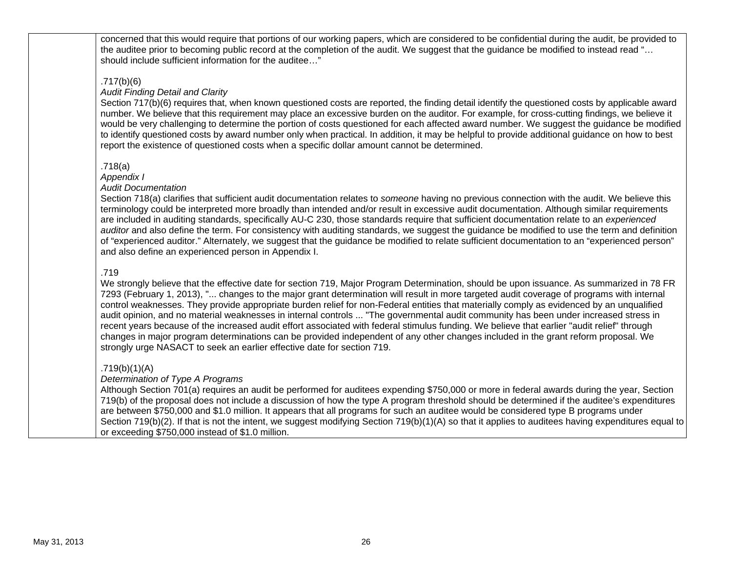| | |
|---|---|
| | concerned that this would require that portions of our working papers, which are considered to be confidential during the audit, be provided to the auditee prior to becoming public record at the completion of the audit. We suggest that the guidance be modified to instead read "… should include sufficient information for the auditee…"<br><br>.717(b)(6)<br>*Audit Finding Detail and Clarity*<br>Section 717(b)(6) requires that, when known questioned costs are reported, the finding detail identify the questioned costs by applicable award number. We believe that this requirement may place an excessive burden on the auditor. For example, for cross-cutting findings, we believe it would be very challenging to determine the portion of costs questioned for each affected award number. We suggest the guidance be modified to identify questioned costs by award number only when practical. In addition, it may be helpful to provide additional guidance on how to best report the existence of questioned costs when a specific dollar amount cannot be determined.<br><br>.718(a)<br>*Appendix I*<br>*Audit Documentation*<br>Section 718(a) clarifies that sufficient audit documentation relates to *someone* having no previous connection with the audit. We believe this terminology could be interpreted more broadly than intended and/or result in excessive audit documentation. Although similar requirements are included in auditing standards, specifically AU-C 230, those standards require that sufficient documentation relate to an *experienced auditor* and also define the term. For consistency with auditing standards, we suggest the guidance be modified to use the term and definition of "experienced auditor." Alternately, we suggest that the guidance be modified to relate sufficient documentation to an "experienced person" and also define an experienced person in Appendix I.<br><br>.719<br>We strongly believe that the effective date for section 719, Major Program Determination, should be upon issuance. As summarized in 78 FR 7293 (February 1, 2013), "... changes to the major grant determination will result in more targeted audit coverage of programs with internal control weaknesses. They provide appropriate burden relief for non-Federal entities that materially comply as evidenced by an unqualified audit opinion, and no material weaknesses in internal controls ... "The governmental audit community has been under increased stress in recent years because of the increased audit effort associated with federal stimulus funding. We believe that earlier "audit relief" through changes in major program determinations can be provided independent of any other changes included in the grant reform proposal. We strongly urge NASACT to seek an earlier effective date for section 719.<br><br>.719(b)(1)(A)<br>*Determination of Type A Programs*<br>Although Section 701(a) requires an audit be performed for auditees expending $750,000 or more in federal awards during the year, Section 719(b) of the proposal does not include a discussion of how the type A program threshold should be determined if the auditee's expenditures are between $750,000 and $1.0 million. It appears that all programs for such an auditee would be considered type B programs under Section 719(b)(2). If that is not the intent, we suggest modifying Section 719(b)(1)(A) so that it applies to auditees having expenditures equal to or exceeding $750,000 instead of $1.0 million. |

May 31, 2013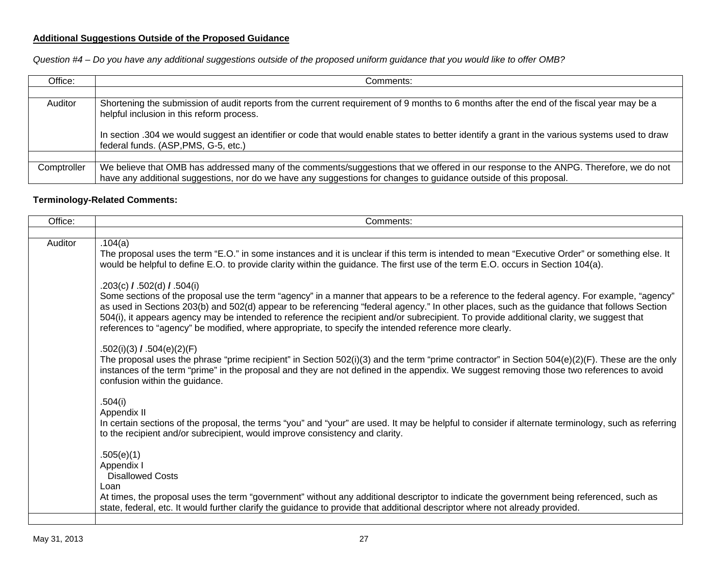**Additional Suggestions Outside of the Proposed Guidance**

*Question #4 – Do you have any additional suggestions outside of the proposed uniform guidance that you would like to offer OMB?*

| Office: | Comments: |
|---|---|
| | |
| Auditor | Shortening the submission of audit reports from the current requirement of 9 months to 6 months after the end of the fiscal year may be a helpful inclusion in this reform process.<br><br>In section .304 we would suggest an identifier or code that would enable states to better identify a grant in the various systems used to draw federal funds. (ASP,PMS, G-5, etc.) |
| | |
| Comptroller | We believe that OMB has addressed many of the comments/suggestions that we offered in our response to the ANPG. Therefore, we do not have any additional suggestions, nor do we have any suggestions for changes to guidance outside of this proposal. |

**Terminology-Related Comments:**

| Office: | Comments: |
|---|---|
| | |
| Auditor | .104(a)<br>The proposal uses the term "E.O." in some instances and it is unclear if this term is intended to mean "Executive Order" or something else. It would be helpful to define E.O. to provide clarity within the guidance. The first use of the term E.O. occurs in Section 104(a).<br><br>.203(c) **/** .502(d) **/** .504(i)<br>Some sections of the proposal use the term "agency" in a manner that appears to be a reference to the federal agency. For example, "agency" as used in Sections 203(b) and 502(d) appear to be referencing "federal agency." In other places, such as the guidance that follows Section 504(i), it appears agency may be intended to reference the recipient and/or subrecipient. To provide additional clarity, we suggest that references to "agency" be modified, where appropriate, to specify the intended reference more clearly.<br><br>.502(i)(3) **/** .504(e)(2)(F)<br>The proposal uses the phrase "prime recipient" in Section 502(i)(3) and the term "prime contractor" in Section 504(e)(2)(F). These are the only instances of the term "prime" in the proposal and they are not defined in the appendix. We suggest removing those two references to avoid confusion within the guidance.<br><br>.504(i)<br>Appendix II<br>In certain sections of the proposal, the terms "you" and "your" are used. It may be helpful to consider if alternate terminology, such as referring to the recipient and/or subrecipient, would improve consistency and clarity.<br><br>.505(e)(1)<br>Appendix I<br>Disallowed Costs<br>Loan<br>At times, the proposal uses the term "government" without any additional descriptor to indicate the government being referenced, such as state, federal, etc. It would further clarify the guidance to provide that additional descriptor where not already provided. |
| | |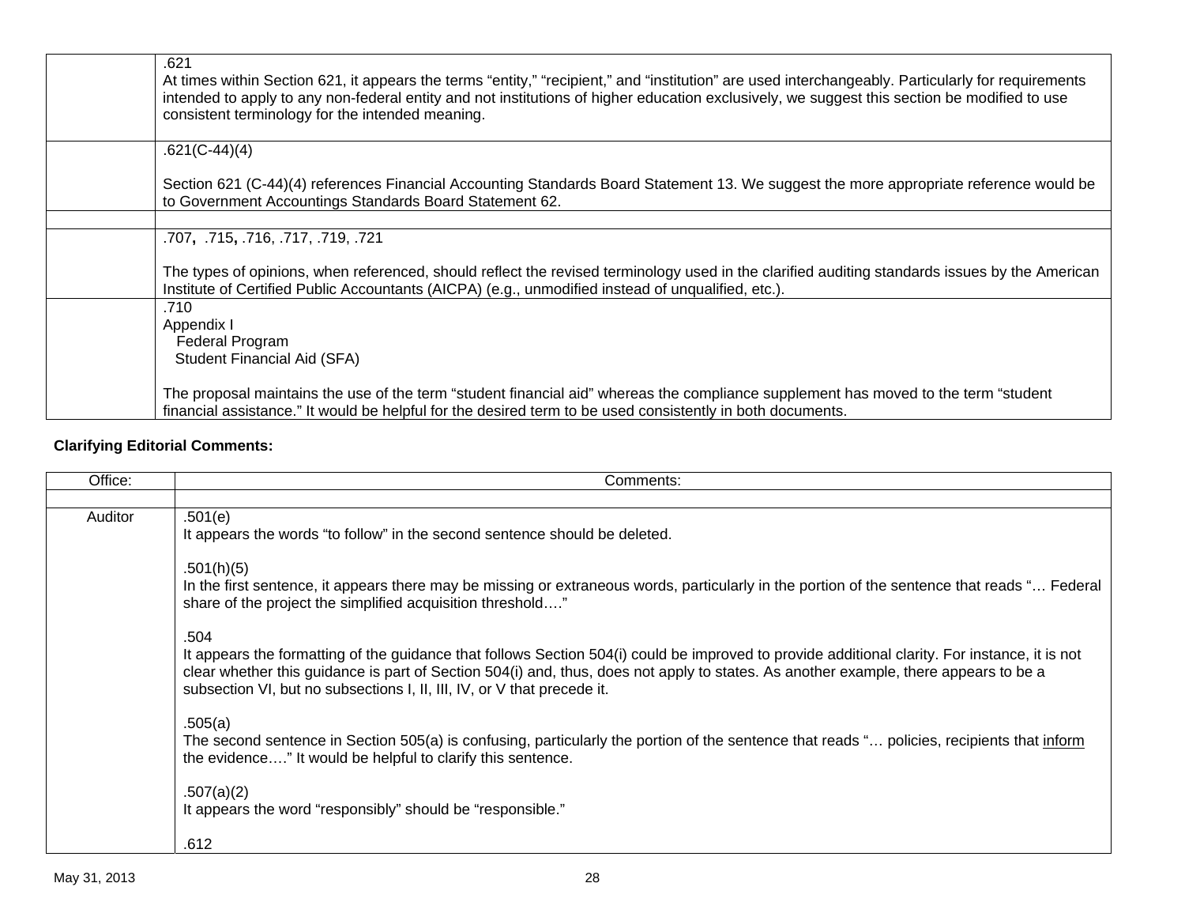| | |
|---|---|
| | .621<br>At times within Section 621, it appears the terms “entity,” “recipient,” and “institution” are used interchangeably. Particularly for requirements intended to apply to any non-federal entity and not institutions of higher education exclusively, we suggest this section be modified to use consistent terminology for the intended meaning. |
| | .621(C-44)(4)<br><br>Section 621 (C-44)(4) references Financial Accounting Standards Board Statement 13. We suggest the more appropriate reference would be to Government Accountings Standards Board Statement 62. |
| | |
| | .707, .715, .716, .717, .719, .721<br><br>The types of opinions, when referenced, should reflect the revised terminology used in the clarified auditing standards issues by the American Institute of Certified Public Accountants (AICPA) (e.g., unmodified instead of unqualified, etc.). |
| | .710<br>Appendix I<br>Federal Program<br>Student Financial Aid (SFA)<br><br>The proposal maintains the use of the term “student financial aid” whereas the compliance supplement has moved to the term “student financial assistance.” It would be helpful for the desired term to be used consistently in both documents. |

**Clarifying Editorial Comments:**

| Office: | Comments: |
|---|---|
| | |
| Auditor | .501(e)<br>It appears the words “to follow” in the second sentence should be deleted.<br><br>.501(h)(5)<br>In the first sentence, it appears there may be missing or extraneous words, particularly in the portion of the sentence that reads “… Federal share of the project the simplified acquisition threshold….”<br><br>.504<br>It appears the formatting of the guidance that follows Section 504(i) could be improved to provide additional clarity. For instance, it is not clear whether this guidance is part of Section 504(i) and, thus, does not apply to states. As another example, there appears to be a subsection VI, but no subsections I, II, III, IV, or V that precede it.<br><br>.505(a)<br>The second sentence in Section 505(a) is confusing, particularly the portion of the sentence that reads “… policies, recipients that inform the evidence….” It would be helpful to clarify this sentence.<br><br>.507(a)(2)<br>It appears the word “responsibly” should be “responsible.”<br><br>.612 |

May 31, 2013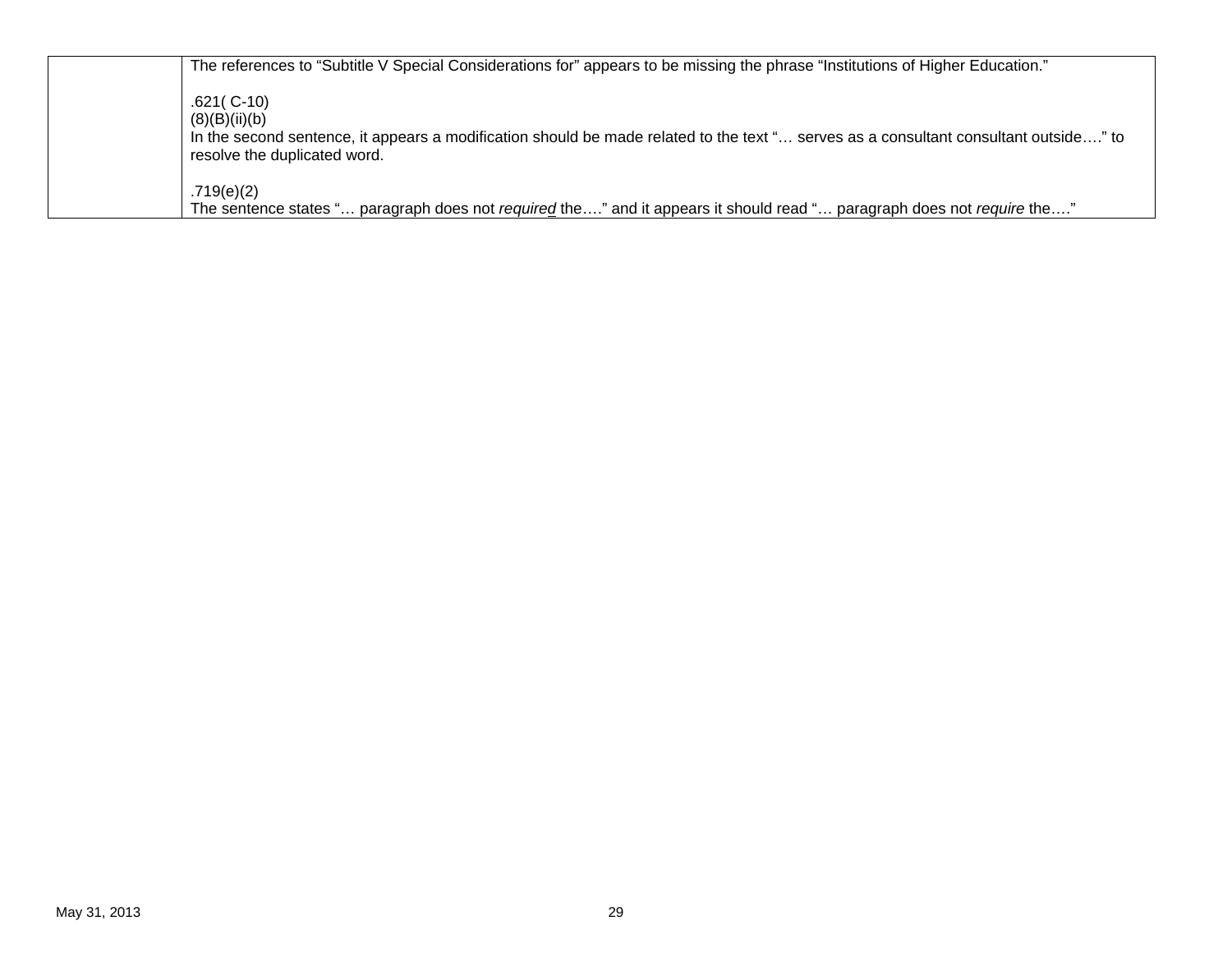| | |
|---|---|
| | The references to "Subtitle V Special Considerations for" appears to be missing the phrase "Institutions of Higher Education."<br><br>.621( C-10)<br>(8)(B)(ii)(b)<br>In the second sentence, it appears a modification should be made related to the text "… serves as a consultant consultant outside…." to resolve the duplicated word.<br><br>.719(e)(2)<br>The sentence states "… paragraph does not *required* the…." and it appears it should read "… paragraph does not *require* the…." |